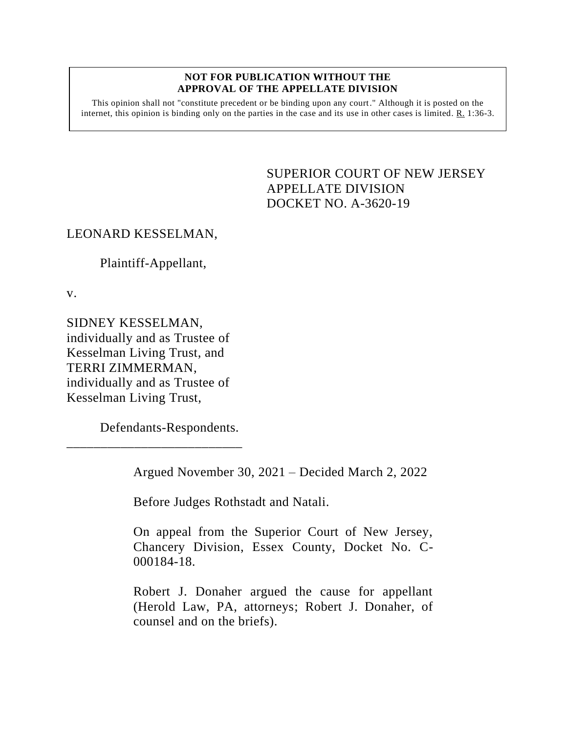**NOT FOR PUBLICATION WITHOUT THE APPROVAL OF THE APPELLATE DIVISION**

This opinion shall not "constitute precedent or be binding upon any court." Although it is posted on the internet, this opinion is binding only on the parties in the case and its use in other cases is limited. R. 1:36-3.

SUPERIOR COURT OF NEW JERSEY
APPELLATE DIVISION
DOCKET NO. A-3620-19

LEONARD KESSELMAN,

Plaintiff-Appellant,

v.

SIDNEY KESSELMAN, individually and as Trustee of Kesselman Living Trust, and TERRI ZIMMERMAN, individually and as Trustee of Kesselman Living Trust,

Defendants-Respondents.

___________________________

Argued November 30, 2021 – Decided March 2, 2022

Before Judges Rothstadt and Natali.

On appeal from the Superior Court of New Jersey, Chancery Division, Essex County, Docket No. C-000184-18.

Robert J. Donaher argued the cause for appellant (Herold Law, PA, attorneys; Robert J. Donaher, of counsel and on the briefs).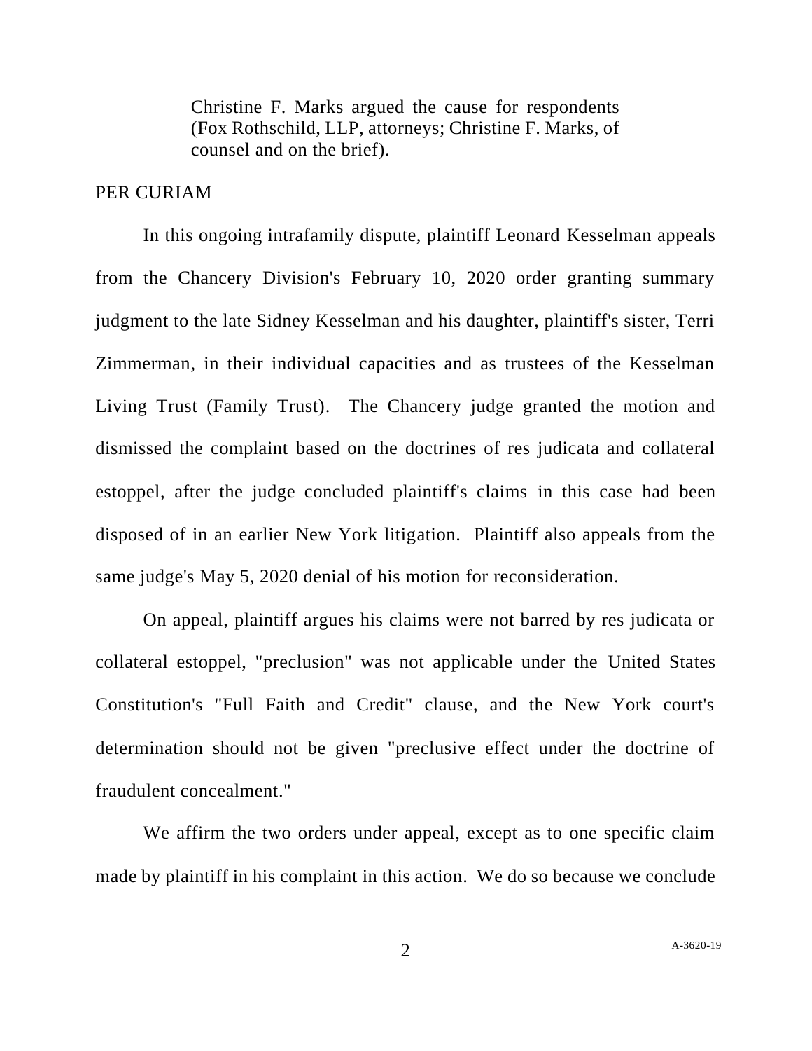Christine F. Marks argued the cause for respondents (Fox Rothschild, LLP, attorneys; Christine F. Marks, of counsel and on the brief).

PER CURIAM

In this ongoing intrafamily dispute, plaintiff Leonard Kesselman appeals from the Chancery Division's February 10, 2020 order granting summary judgment to the late Sidney Kesselman and his daughter, plaintiff's sister, Terri Zimmerman, in their individual capacities and as trustees of the Kesselman Living Trust (Family Trust). The Chancery judge granted the motion and dismissed the complaint based on the doctrines of res judicata and collateral estoppel, after the judge concluded plaintiff's claims in this case had been disposed of in an earlier New York litigation. Plaintiff also appeals from the same judge's May 5, 2020 denial of his motion for reconsideration.

On appeal, plaintiff argues his claims were not barred by res judicata or collateral estoppel, "preclusion" was not applicable under the United States Constitution's "Full Faith and Credit" clause, and the New York court's determination should not be given "preclusive effect under the doctrine of fraudulent concealment."

We affirm the two orders under appeal, except as to one specific claim made by plaintiff in his complaint in this action. We do so because we conclude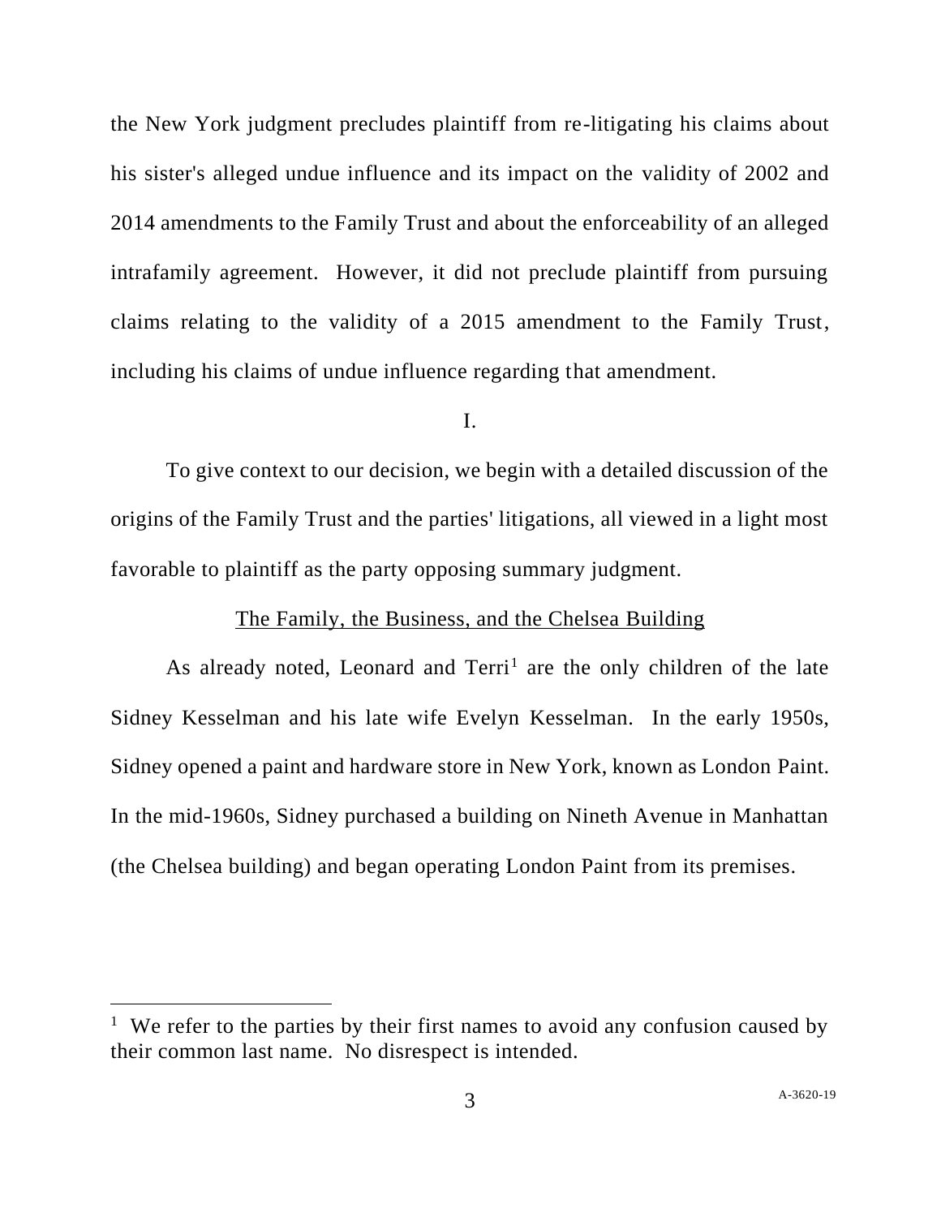the New York judgment precludes plaintiff from re-litigating his claims about his sister's alleged undue influence and its impact on the validity of 2002 and 2014 amendments to the Family Trust and about the enforceability of an alleged intrafamily agreement. However, it did not preclude plaintiff from pursuing claims relating to the validity of a 2015 amendment to the Family Trust, including his claims of undue influence regarding that amendment.

I.

To give context to our decision, we begin with a detailed discussion of the origins of the Family Trust and the parties' litigations, all viewed in a light most favorable to plaintiff as the party opposing summary judgment.

The Family, the Business, and the Chelsea Building

As already noted, Leonard and Terri[1] are the only children of the late Sidney Kesselman and his late wife Evelyn Kesselman. In the early 1950s, Sidney opened a paint and hardware store in New York, known as London Paint. In the mid-1960s, Sidney purchased a building on Nineth Avenue in Manhattan (the Chelsea building) and began operating London Paint from its premises.

[1] We refer to the parties by their first names to avoid any confusion caused by their common last name. No disrespect is intended.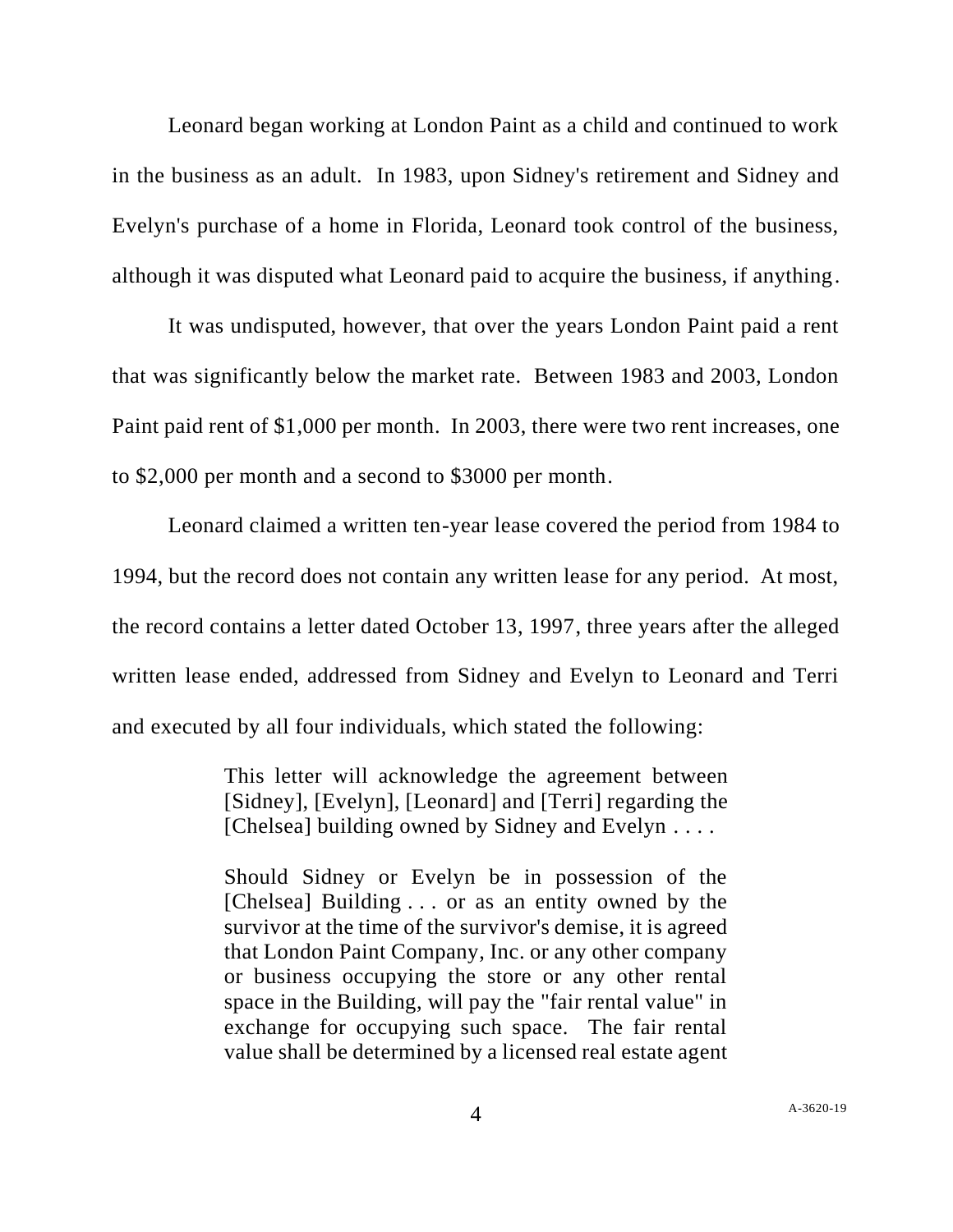Leonard began working at London Paint as a child and continued to work in the business as an adult. In 1983, upon Sidney's retirement and Sidney and Evelyn's purchase of a home in Florida, Leonard took control of the business, although it was disputed what Leonard paid to acquire the business, if anything.

It was undisputed, however, that over the years London Paint paid a rent that was significantly below the market rate. Between 1983 and 2003, London Paint paid rent of $1,000 per month. In 2003, there were two rent increases, one to $2,000 per month and a second to $3000 per month.

Leonard claimed a written ten-year lease covered the period from 1984 to 1994, but the record does not contain any written lease for any period. At most, the record contains a letter dated October 13, 1997, three years after the alleged written lease ended, addressed from Sidney and Evelyn to Leonard and Terri and executed by all four individuals, which stated the following:

> This letter will acknowledge the agreement between [Sidney], [Evelyn], [Leonard] and [Terri] regarding the [Chelsea] building owned by Sidney and Evelyn . . . .
>
> Should Sidney or Evelyn be in possession of the [Chelsea] Building . . . or as an entity owned by the survivor at the time of the survivor's demise, it is agreed that London Paint Company, Inc. or any other company or business occupying the store or any other rental space in the Building, will pay the "fair rental value" in exchange for occupying such space. The fair rental value shall be determined by a licensed real estate agent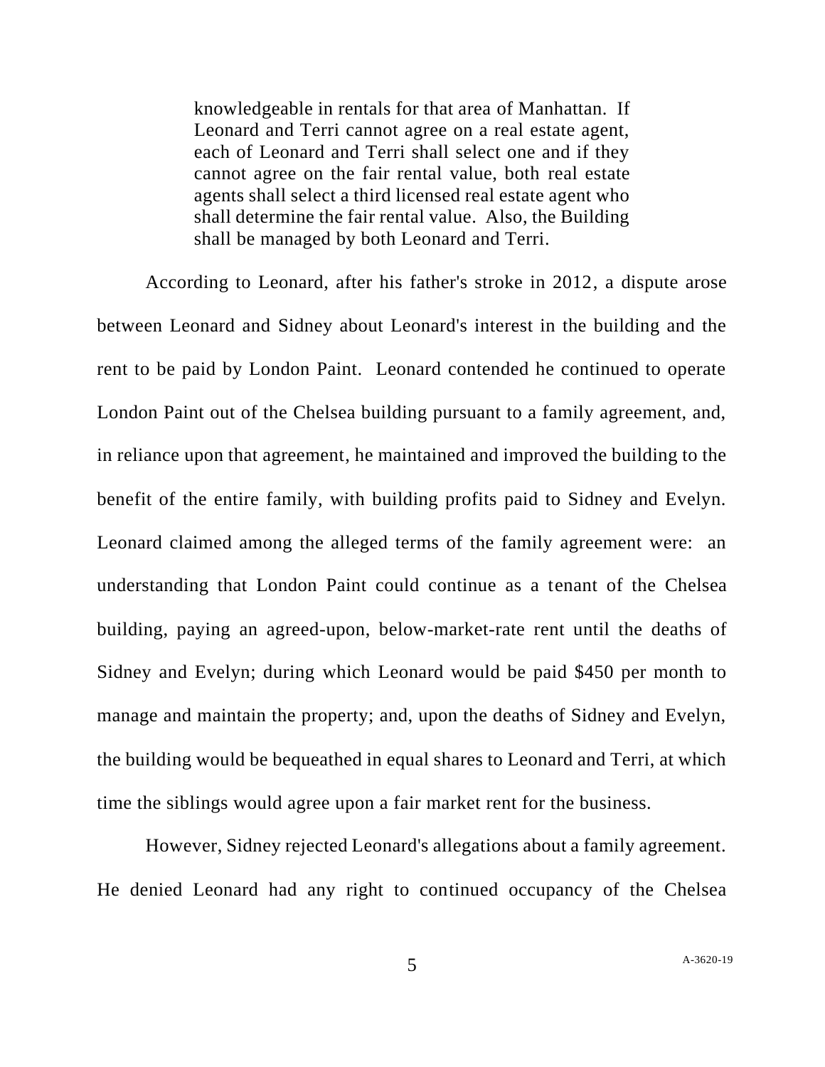> knowledgeable in rentals for that area of Manhattan. If Leonard and Terri cannot agree on a real estate agent, each of Leonard and Terri shall select one and if they cannot agree on the fair rental value, both real estate agents shall select a third licensed real estate agent who shall determine the fair rental value. Also, the Building shall be managed by both Leonard and Terri.

According to Leonard, after his father's stroke in 2012, a dispute arose between Leonard and Sidney about Leonard's interest in the building and the rent to be paid by London Paint. Leonard contended he continued to operate London Paint out of the Chelsea building pursuant to a family agreement, and, in reliance upon that agreement, he maintained and improved the building to the benefit of the entire family, with building profits paid to Sidney and Evelyn. Leonard claimed among the alleged terms of the family agreement were: an understanding that London Paint could continue as a tenant of the Chelsea building, paying an agreed-upon, below-market-rate rent until the deaths of Sidney and Evelyn; during which Leonard would be paid $450 per month to manage and maintain the property; and, upon the deaths of Sidney and Evelyn, the building would be bequeathed in equal shares to Leonard and Terri, at which time the siblings would agree upon a fair market rent for the business.

However, Sidney rejected Leonard's allegations about a family agreement. He denied Leonard had any right to continued occupancy of the Chelsea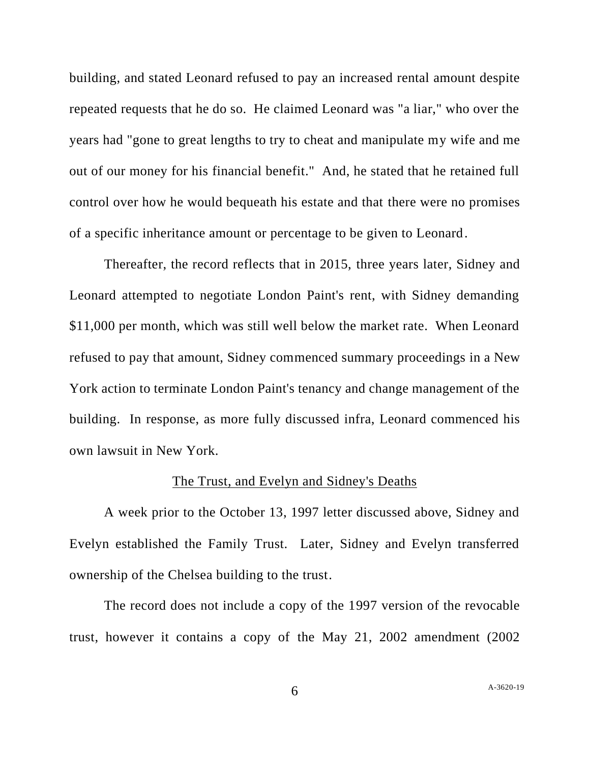building, and stated Leonard refused to pay an increased rental amount despite repeated requests that he do so. He claimed Leonard was "a liar," who over the years had "gone to great lengths to try to cheat and manipulate my wife and me out of our money for his financial benefit." And, he stated that he retained full control over how he would bequeath his estate and that there were no promises of a specific inheritance amount or percentage to be given to Leonard.

Thereafter, the record reflects that in 2015, three years later, Sidney and Leonard attempted to negotiate London Paint's rent, with Sidney demanding $11,000 per month, which was still well below the market rate. When Leonard refused to pay that amount, Sidney commenced summary proceedings in a New York action to terminate London Paint's tenancy and change management of the building. In response, as more fully discussed infra, Leonard commenced his own lawsuit in New York.

<u>The Trust, and Evelyn and Sidney's Deaths</u>

A week prior to the October 13, 1997 letter discussed above, Sidney and Evelyn established the Family Trust. Later, Sidney and Evelyn transferred ownership of the Chelsea building to the trust.

The record does not include a copy of the 1997 version of the revocable trust, however it contains a copy of the May 21, 2002 amendment (2002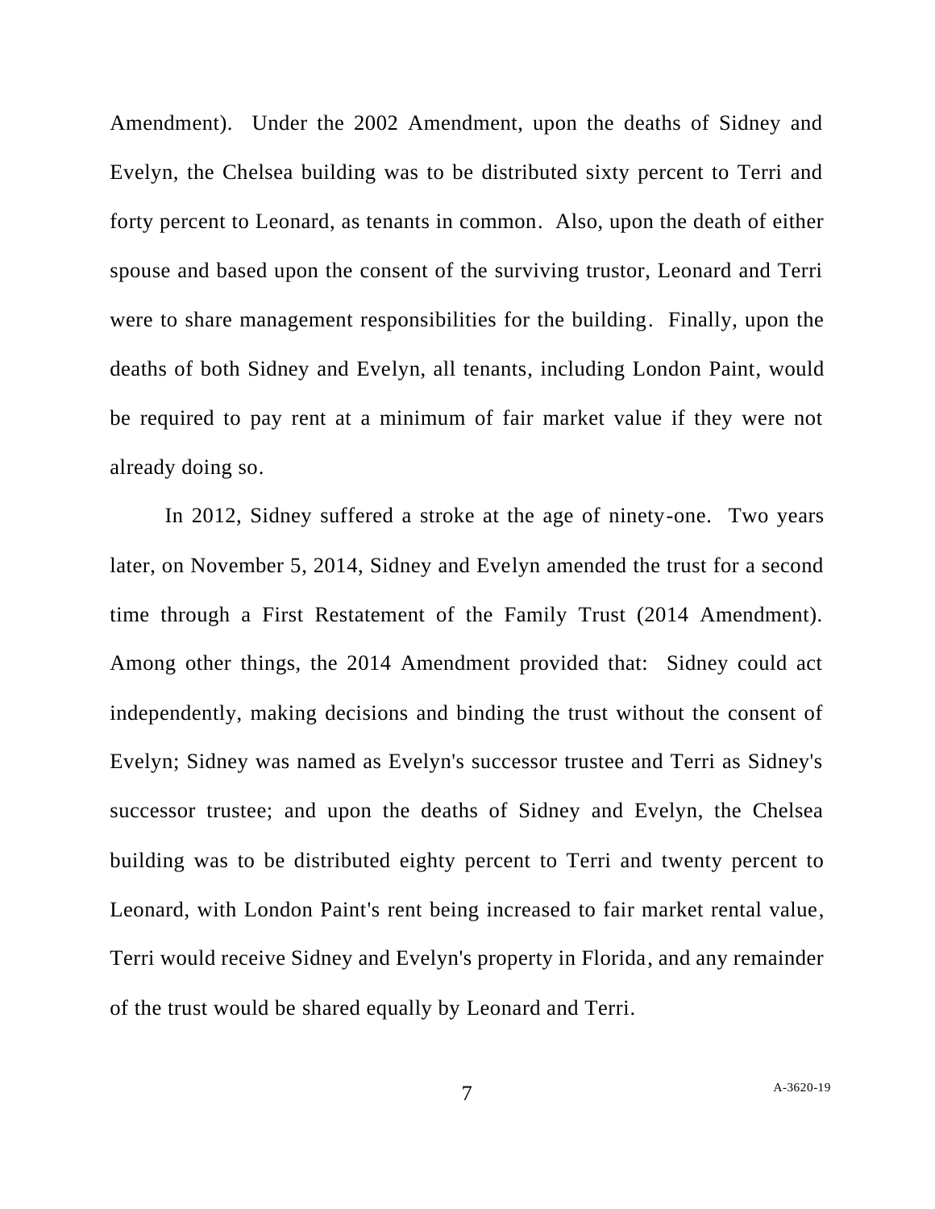Amendment). Under the 2002 Amendment, upon the deaths of Sidney and Evelyn, the Chelsea building was to be distributed sixty percent to Terri and forty percent to Leonard, as tenants in common. Also, upon the death of either spouse and based upon the consent of the surviving trustor, Leonard and Terri were to share management responsibilities for the building. Finally, upon the deaths of both Sidney and Evelyn, all tenants, including London Paint, would be required to pay rent at a minimum of fair market value if they were not already doing so.

In 2012, Sidney suffered a stroke at the age of ninety-one. Two years later, on November 5, 2014, Sidney and Evelyn amended the trust for a second time through a First Restatement of the Family Trust (2014 Amendment). Among other things, the 2014 Amendment provided that: Sidney could act independently, making decisions and binding the trust without the consent of Evelyn; Sidney was named as Evelyn's successor trustee and Terri as Sidney's successor trustee; and upon the deaths of Sidney and Evelyn, the Chelsea building was to be distributed eighty percent to Terri and twenty percent to Leonard, with London Paint's rent being increased to fair market rental value, Terri would receive Sidney and Evelyn's property in Florida, and any remainder of the trust would be shared equally by Leonard and Terri.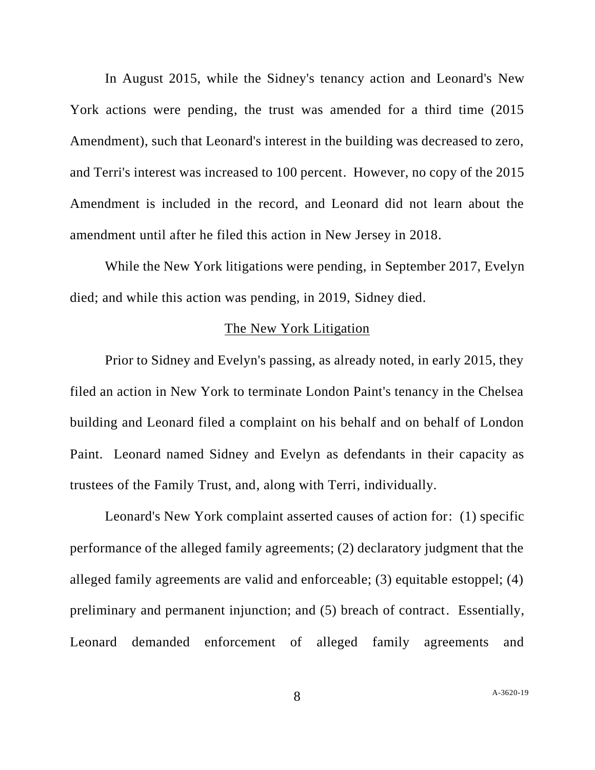In August 2015, while the Sidney's tenancy action and Leonard's New York actions were pending, the trust was amended for a third time (2015 Amendment), such that Leonard's interest in the building was decreased to zero, and Terri's interest was increased to 100 percent. However, no copy of the 2015 Amendment is included in the record, and Leonard did not learn about the amendment until after he filed this action in New Jersey in 2018.

While the New York litigations were pending, in September 2017, Evelyn died; and while this action was pending, in 2019, Sidney died.

## The New York Litigation

Prior to Sidney and Evelyn's passing, as already noted, in early 2015, they filed an action in New York to terminate London Paint's tenancy in the Chelsea building and Leonard filed a complaint on his behalf and on behalf of London Paint. Leonard named Sidney and Evelyn as defendants in their capacity as trustees of the Family Trust, and, along with Terri, individually.

Leonard's New York complaint asserted causes of action for: (1) specific performance of the alleged family agreements; (2) declaratory judgment that the alleged family agreements are valid and enforceable; (3) equitable estoppel; (4) preliminary and permanent injunction; and (5) breach of contract. Essentially, Leonard demanded enforcement of alleged family agreements and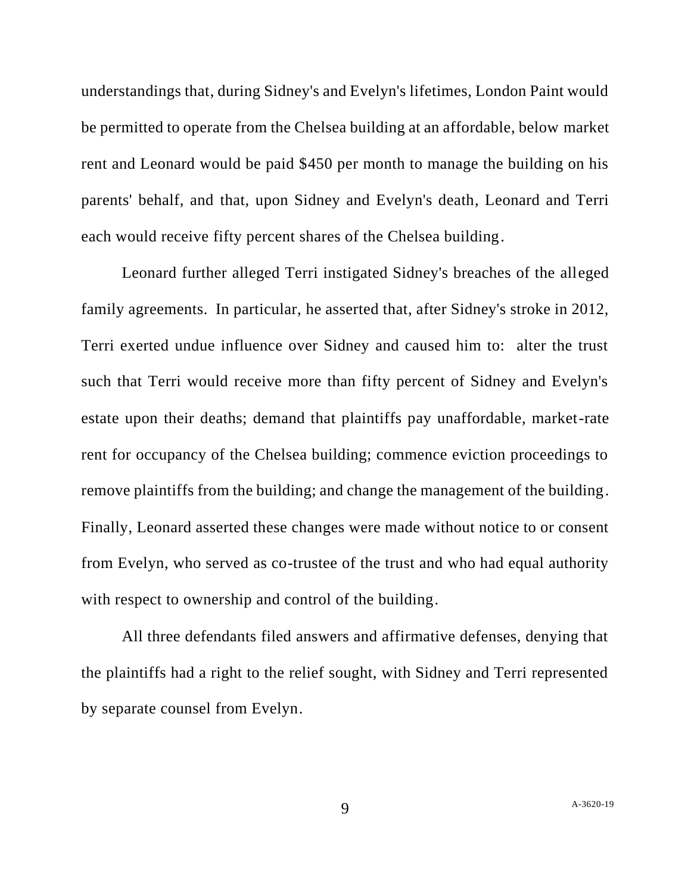understandings that, during Sidney's and Evelyn's lifetimes, London Paint would be permitted to operate from the Chelsea building at an affordable, below market rent and Leonard would be paid $450 per month to manage the building on his parents' behalf, and that, upon Sidney and Evelyn's death, Leonard and Terri each would receive fifty percent shares of the Chelsea building.

Leonard further alleged Terri instigated Sidney's breaches of the alleged family agreements. In particular, he asserted that, after Sidney's stroke in 2012, Terri exerted undue influence over Sidney and caused him to: alter the trust such that Terri would receive more than fifty percent of Sidney and Evelyn's estate upon their deaths; demand that plaintiffs pay unaffordable, market-rate rent for occupancy of the Chelsea building; commence eviction proceedings to remove plaintiffs from the building; and change the management of the building. Finally, Leonard asserted these changes were made without notice to or consent from Evelyn, who served as co-trustee of the trust and who had equal authority with respect to ownership and control of the building.

All three defendants filed answers and affirmative defenses, denying that the plaintiffs had a right to the relief sought, with Sidney and Terri represented by separate counsel from Evelyn.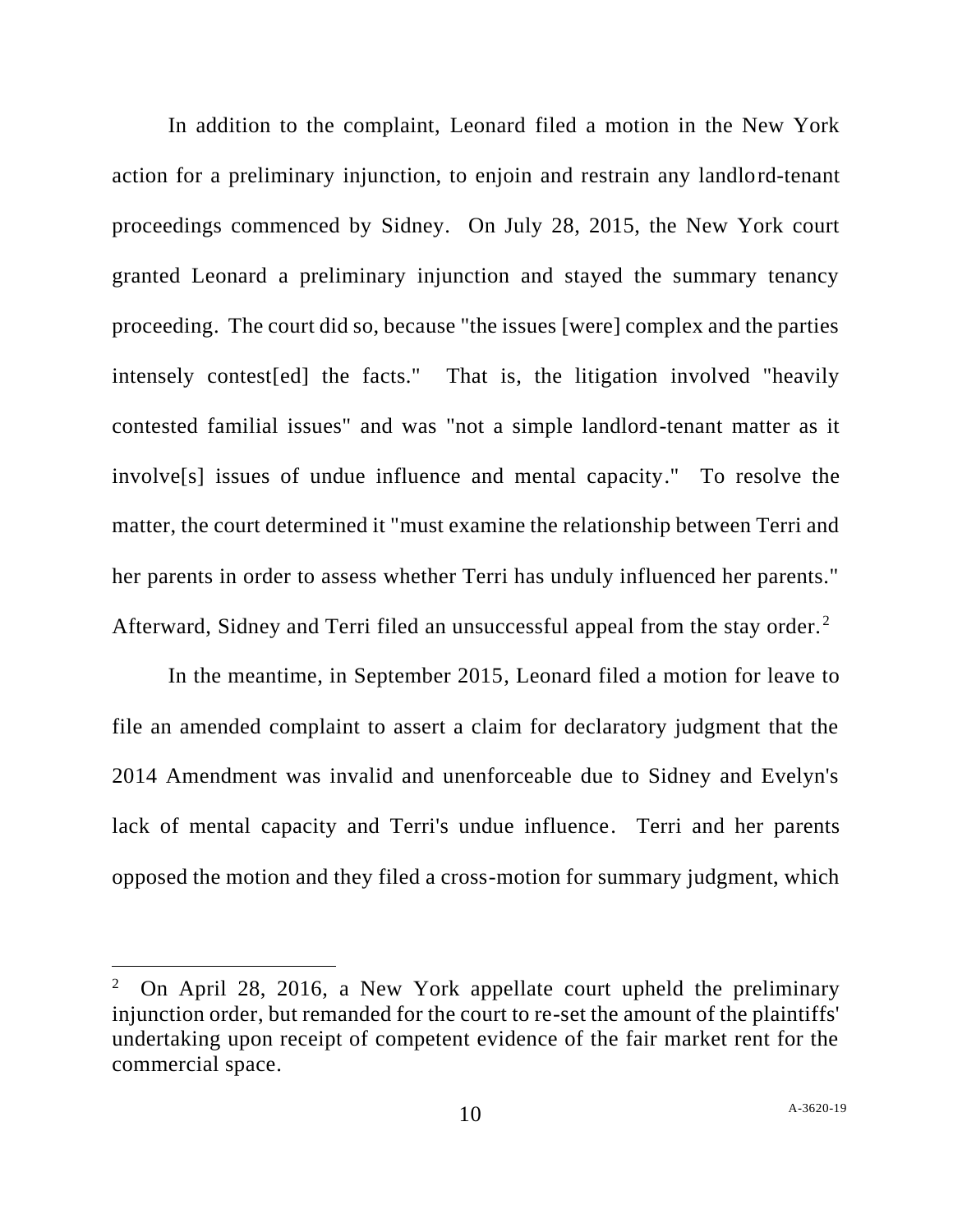In addition to the complaint, Leonard filed a motion in the New York action for a preliminary injunction, to enjoin and restrain any landlord-tenant proceedings commenced by Sidney. On July 28, 2015, the New York court granted Leonard a preliminary injunction and stayed the summary tenancy proceeding. The court did so, because "the issues [were] complex and the parties intensely contest[ed] the facts." That is, the litigation involved "heavily contested familial issues" and was "not a simple landlord-tenant matter as it involve[s] issues of undue influence and mental capacity." To resolve the matter, the court determined it "must examine the relationship between Terri and her parents in order to assess whether Terri has unduly influenced her parents." Afterward, Sidney and Terri filed an unsuccessful appeal from the stay order.[2]

In the meantime, in September 2015, Leonard filed a motion for leave to file an amended complaint to assert a claim for declaratory judgment that the 2014 Amendment was invalid and unenforceable due to Sidney and Evelyn's lack of mental capacity and Terri's undue influence. Terri and her parents opposed the motion and they filed a cross-motion for summary judgment, which

[2] On April 28, 2016, a New York appellate court upheld the preliminary injunction order, but remanded for the court to re-set the amount of the plaintiffs' undertaking upon receipt of competent evidence of the fair market rent for the commercial space.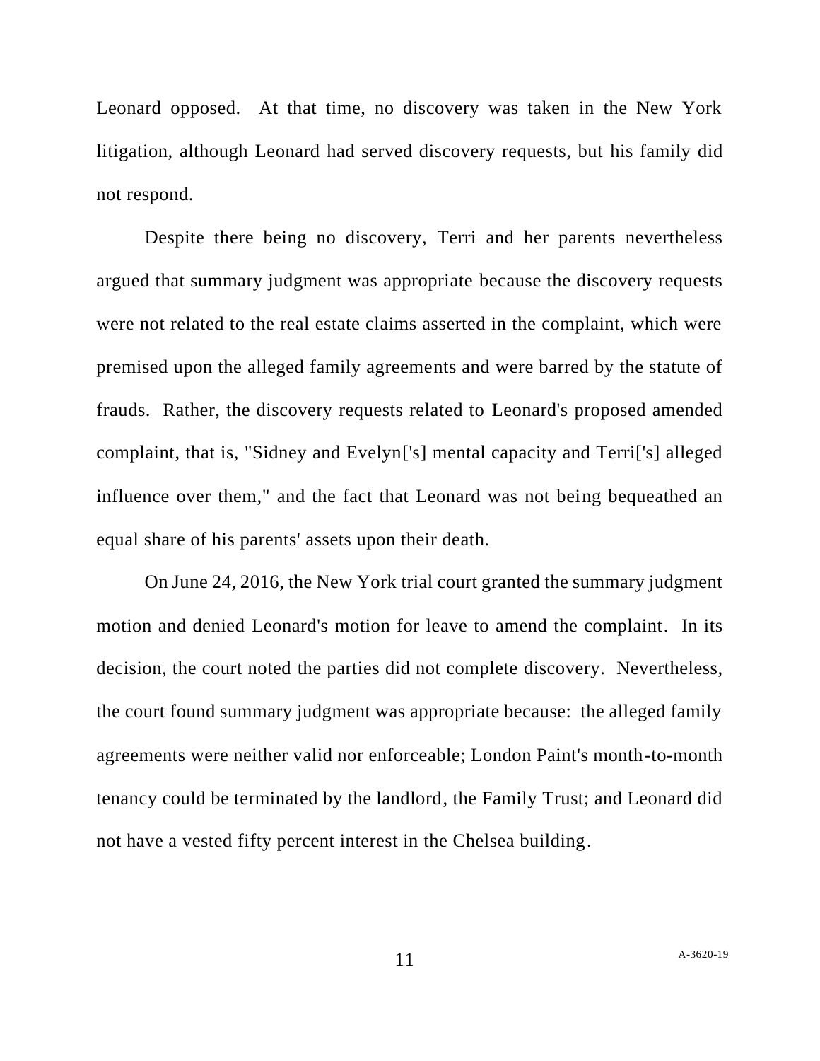Leonard opposed. At that time, no discovery was taken in the New York litigation, although Leonard had served discovery requests, but his family did not respond.

Despite there being no discovery, Terri and her parents nevertheless argued that summary judgment was appropriate because the discovery requests were not related to the real estate claims asserted in the complaint, which were premised upon the alleged family agreements and were barred by the statute of frauds. Rather, the discovery requests related to Leonard's proposed amended complaint, that is, "Sidney and Evelyn['s] mental capacity and Terri['s] alleged influence over them," and the fact that Leonard was not being bequeathed an equal share of his parents' assets upon their death.

On June 24, 2016, the New York trial court granted the summary judgment motion and denied Leonard's motion for leave to amend the complaint. In its decision, the court noted the parties did not complete discovery. Nevertheless, the court found summary judgment was appropriate because: the alleged family agreements were neither valid nor enforceable; London Paint's month-to-month tenancy could be terminated by the landlord, the Family Trust; and Leonard did not have a vested fifty percent interest in the Chelsea building.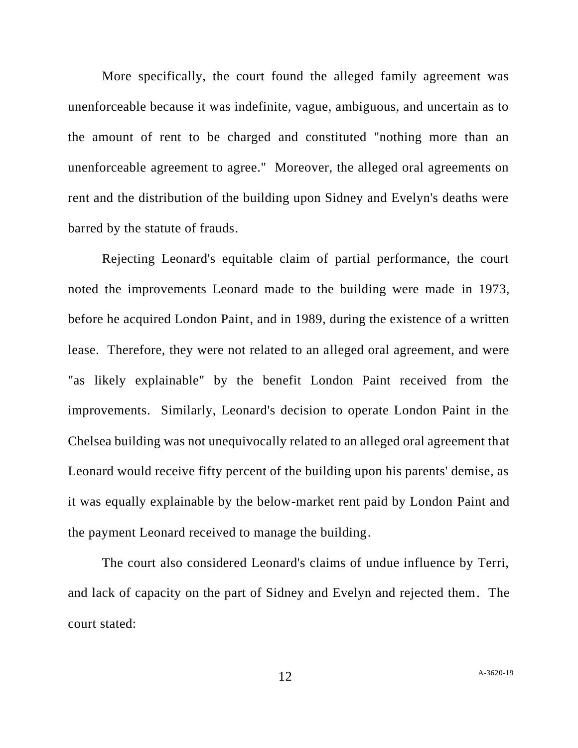More specifically, the court found the alleged family agreement was unenforceable because it was indefinite, vague, ambiguous, and uncertain as to the amount of rent to be charged and constituted "nothing more than an unenforceable agreement to agree." Moreover, the alleged oral agreements on rent and the distribution of the building upon Sidney and Evelyn's deaths were barred by the statute of frauds.

Rejecting Leonard's equitable claim of partial performance, the court noted the improvements Leonard made to the building were made in 1973, before he acquired London Paint, and in 1989, during the existence of a written lease. Therefore, they were not related to an alleged oral agreement, and were "as likely explainable" by the benefit London Paint received from the improvements. Similarly, Leonard's decision to operate London Paint in the Chelsea building was not unequivocally related to an alleged oral agreement that Leonard would receive fifty percent of the building upon his parents' demise, as it was equally explainable by the below-market rent paid by London Paint and the payment Leonard received to manage the building.

The court also considered Leonard's claims of undue influence by Terri, and lack of capacity on the part of Sidney and Evelyn and rejected them. The court stated: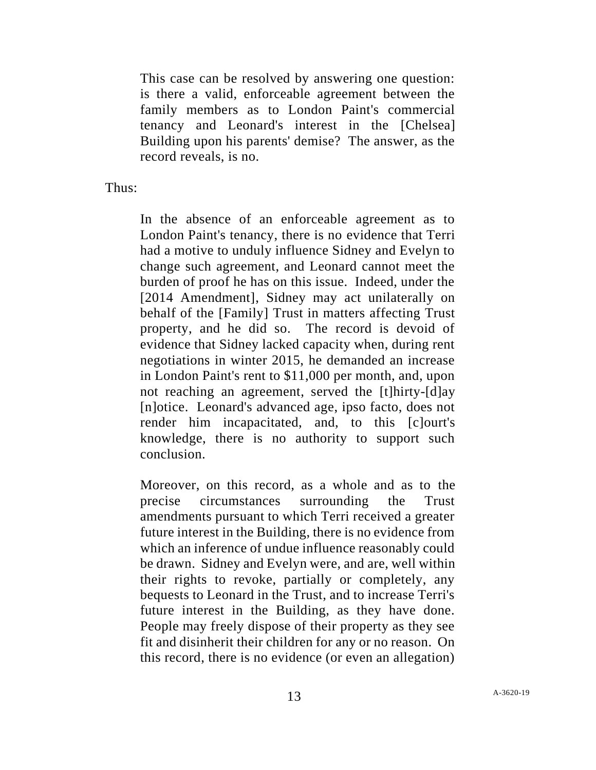> This case can be resolved by answering one question: is there a valid, enforceable agreement between the family members as to London Paint's commercial tenancy and Leonard's interest in the [Chelsea] Building upon his parents' demise? The answer, as the record reveals, is no.

Thus:

> In the absence of an enforceable agreement as to London Paint's tenancy, there is no evidence that Terri had a motive to unduly influence Sidney and Evelyn to change such agreement, and Leonard cannot meet the burden of proof he has on this issue. Indeed, under the [2014 Amendment], Sidney may act unilaterally on behalf of the [Family] Trust in matters affecting Trust property, and he did so. The record is devoid of evidence that Sidney lacked capacity when, during rent negotiations in winter 2015, he demanded an increase in London Paint's rent to $11,000 per month, and, upon not reaching an agreement, served the [t]hirty-[d]ay [n]otice. Leonard's advanced age, ipso facto, does not render him incapacitated, and, to this [c]ourt's knowledge, there is no authority to support such conclusion.
>
> Moreover, on this record, as a whole and as to the precise circumstances surrounding the Trust amendments pursuant to which Terri received a greater future interest in the Building, there is no evidence from which an inference of undue influence reasonably could be drawn. Sidney and Evelyn were, and are, well within their rights to revoke, partially or completely, any bequests to Leonard in the Trust, and to increase Terri's future interest in the Building, as they have done. People may freely dispose of their property as they see fit and disinherit their children for any or no reason. On this record, there is no evidence (or even an allegation)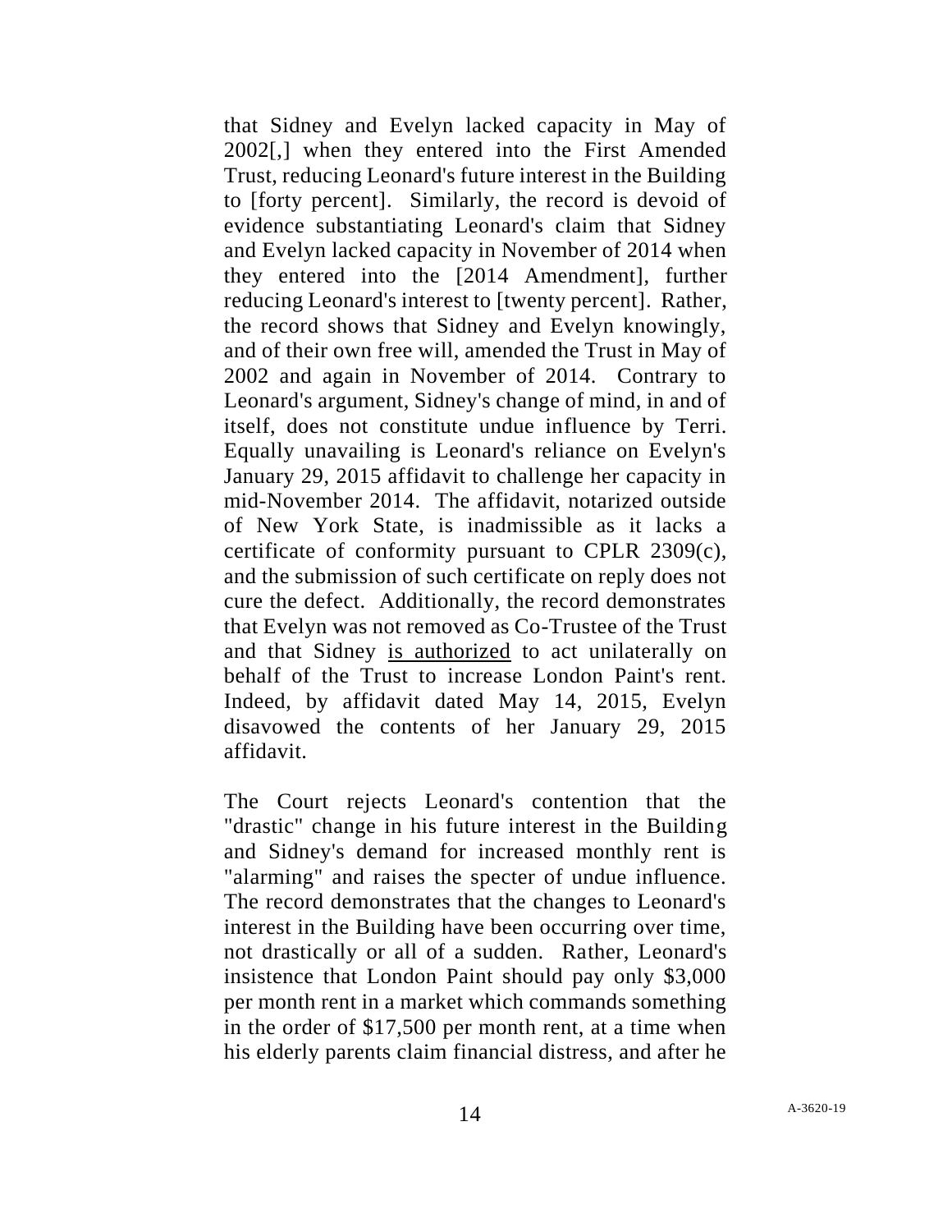that Sidney and Evelyn lacked capacity in May of 2002[,] when they entered into the First Amended Trust, reducing Leonard's future interest in the Building to [forty percent]. Similarly, the record is devoid of evidence substantiating Leonard's claim that Sidney and Evelyn lacked capacity in November of 2014 when they entered into the [2014 Amendment], further reducing Leonard's interest to [twenty percent]. Rather, the record shows that Sidney and Evelyn knowingly, and of their own free will, amended the Trust in May of 2002 and again in November of 2014. Contrary to Leonard's argument, Sidney's change of mind, in and of itself, does not constitute undue influence by Terri. Equally unavailing is Leonard's reliance on Evelyn's January 29, 2015 affidavit to challenge her capacity in mid-November 2014. The affidavit, notarized outside of New York State, is inadmissible as it lacks a certificate of conformity pursuant to CPLR 2309(c), and the submission of such certificate on reply does not cure the defect. Additionally, the record demonstrates that Evelyn was not removed as Co-Trustee of the Trust and that Sidney <u>is authorized</u> to act unilaterally on behalf of the Trust to increase London Paint's rent. Indeed, by affidavit dated May 14, 2015, Evelyn disavowed the contents of her January 29, 2015 affidavit.

The Court rejects Leonard's contention that the "drastic" change in his future interest in the Building and Sidney's demand for increased monthly rent is "alarming" and raises the specter of undue influence. The record demonstrates that the changes to Leonard's interest in the Building have been occurring over time, not drastically or all of a sudden. Rather, Leonard's insistence that London Paint should pay only $3,000 per month rent in a market which commands something in the order of $17,500 per month rent, at a time when his elderly parents claim financial distress, and after he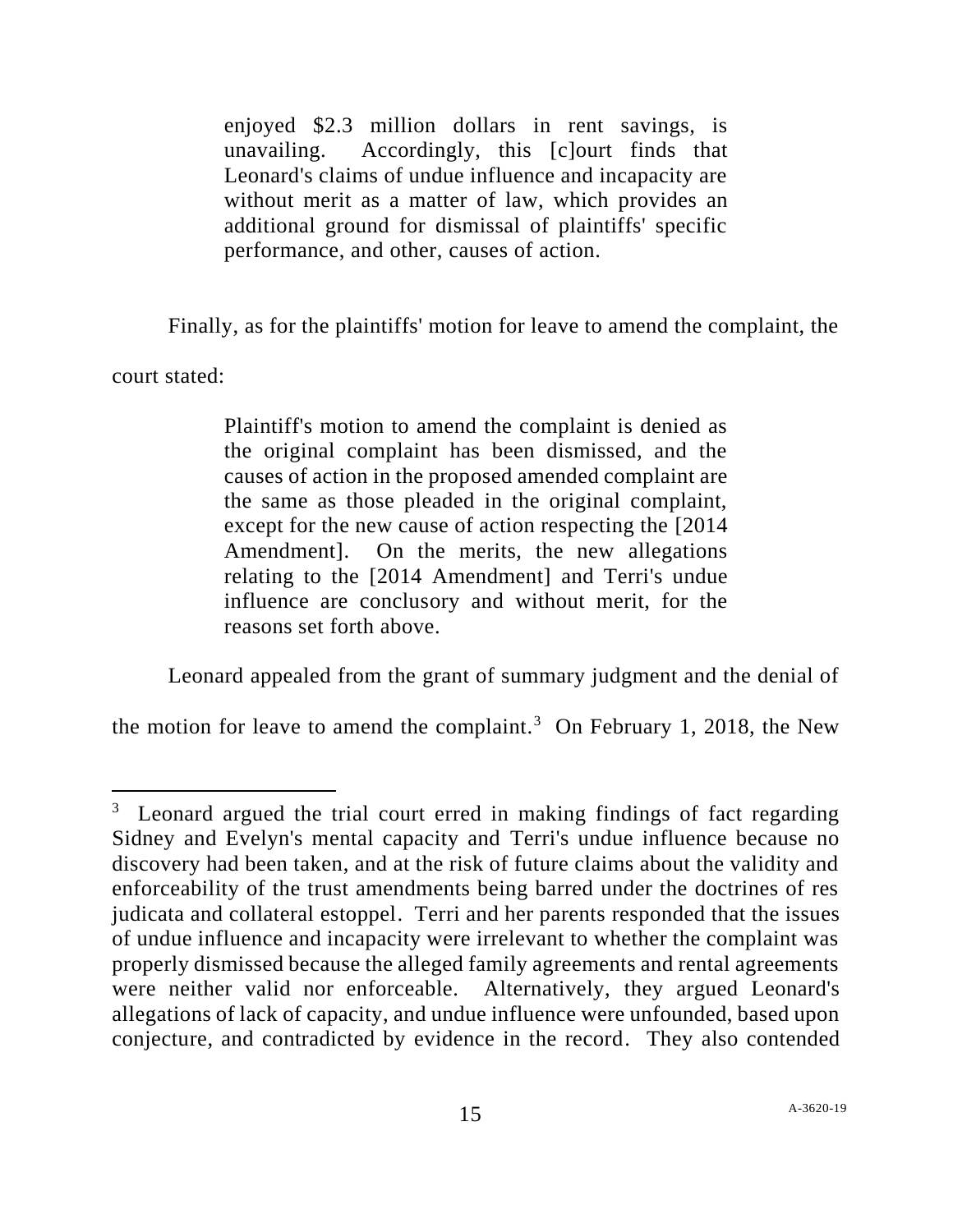> enjoyed \$2.3 million dollars in rent savings, is unavailing. Accordingly, this [c]ourt finds that Leonard's claims of undue influence and incapacity are without merit as a matter of law, which provides an additional ground for dismissal of plaintiffs' specific performance, and other, causes of action.

Finally, as for the plaintiffs' motion for leave to amend the complaint, the court stated:

> Plaintiff's motion to amend the complaint is denied as the original complaint has been dismissed, and the causes of action in the proposed amended complaint are the same as those pleaded in the original complaint, except for the new cause of action respecting the [2014 Amendment]. On the merits, the new allegations relating to the [2014 Amendment] and Terri's undue influence are conclusory and without merit, for the reasons set forth above.

Leonard appealed from the grant of summary judgment and the denial of the motion for leave to amend the complaint.[3] On February 1, 2018, the New

---

[3] Leonard argued the trial court erred in making findings of fact regarding Sidney and Evelyn's mental capacity and Terri's undue influence because no discovery had been taken, and at the risk of future claims about the validity and enforceability of the trust amendments being barred under the doctrines of res judicata and collateral estoppel. Terri and her parents responded that the issues of undue influence and incapacity were irrelevant to whether the complaint was properly dismissed because the alleged family agreements and rental agreements were neither valid nor enforceable. Alternatively, they argued Leonard's allegations of lack of capacity, and undue influence were unfounded, based upon conjecture, and contradicted by evidence in the record. They also contended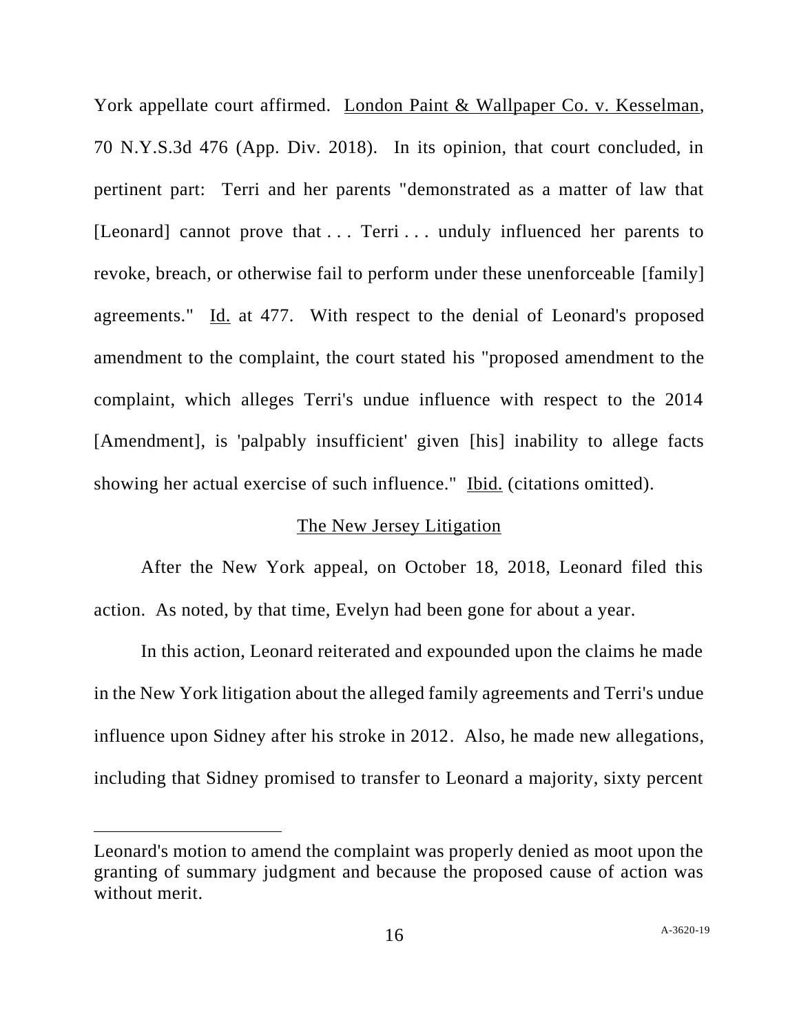York appellate court affirmed. London Paint & Wallpaper Co. v. Kesselman, 70 N.Y.S.3d 476 (App. Div. 2018). In its opinion, that court concluded, in pertinent part: Terri and her parents "demonstrated as a matter of law that [Leonard] cannot prove that . . . Terri . . . unduly influenced her parents to revoke, breach, or otherwise fail to perform under these unenforceable [family] agreements." Id. at 477. With respect to the denial of Leonard's proposed amendment to the complaint, the court stated his "proposed amendment to the complaint, which alleges Terri's undue influence with respect to the 2014 [Amendment], is 'palpably insufficient' given [his] inability to allege facts showing her actual exercise of such influence." Ibid. (citations omitted).

## The New Jersey Litigation

After the New York appeal, on October 18, 2018, Leonard filed this action. As noted, by that time, Evelyn had been gone for about a year.

In this action, Leonard reiterated and expounded upon the claims he made in the New York litigation about the alleged family agreements and Terri's undue influence upon Sidney after his stroke in 2012. Also, he made new allegations, including that Sidney promised to transfer to Leonard a majority, sixty percent

---

Leonard's motion to amend the complaint was properly denied as moot upon the granting of summary judgment and because the proposed cause of action was without merit.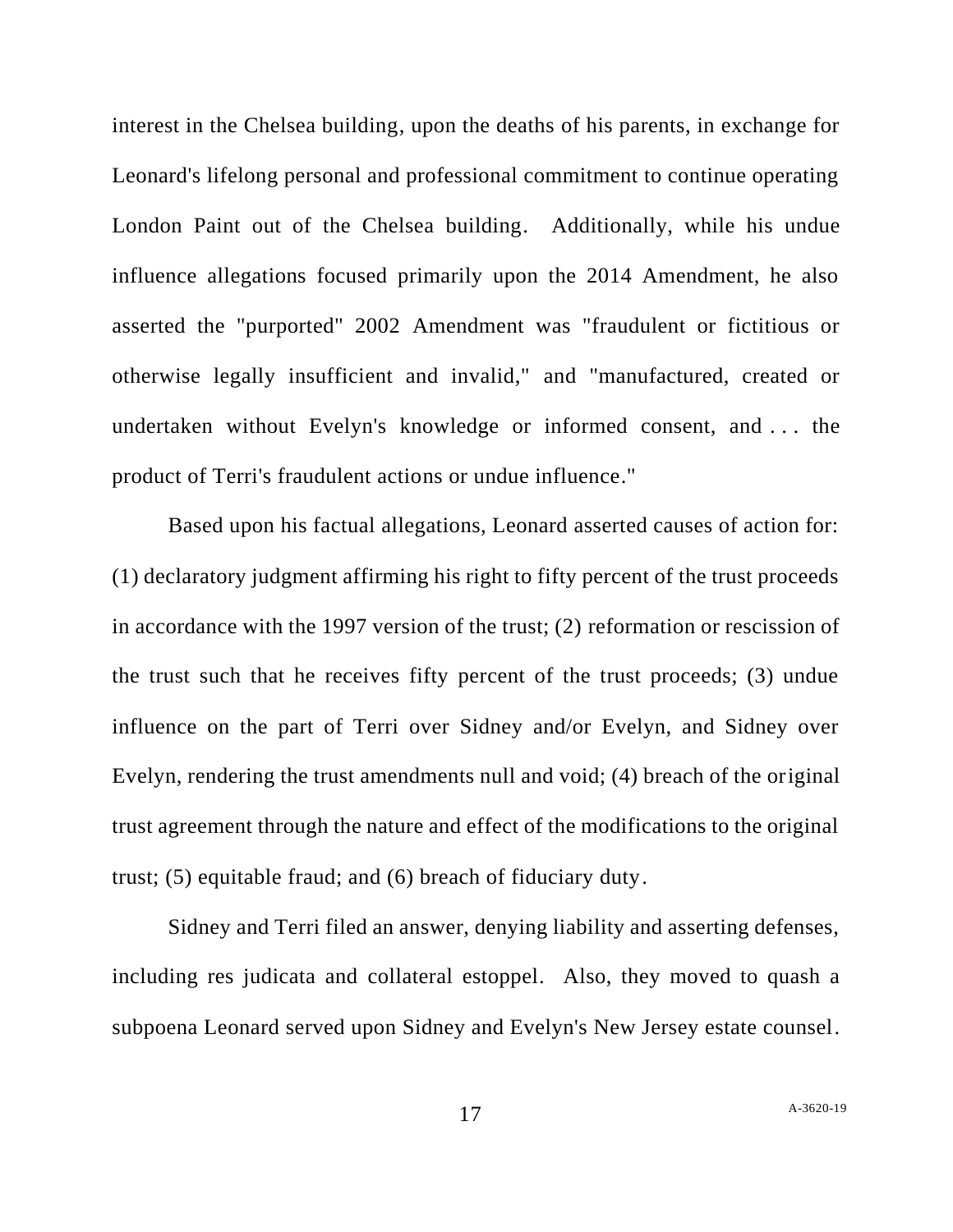interest in the Chelsea building, upon the deaths of his parents, in exchange for Leonard's lifelong personal and professional commitment to continue operating London Paint out of the Chelsea building. Additionally, while his undue influence allegations focused primarily upon the 2014 Amendment, he also asserted the "purported" 2002 Amendment was "fraudulent or fictitious or otherwise legally insufficient and invalid," and "manufactured, created or undertaken without Evelyn's knowledge or informed consent, and . . . the product of Terri's fraudulent actions or undue influence."

Based upon his factual allegations, Leonard asserted causes of action for: (1) declaratory judgment affirming his right to fifty percent of the trust proceeds in accordance with the 1997 version of the trust; (2) reformation or rescission of the trust such that he receives fifty percent of the trust proceeds; (3) undue influence on the part of Terri over Sidney and/or Evelyn, and Sidney over Evelyn, rendering the trust amendments null and void; (4) breach of the original trust agreement through the nature and effect of the modifications to the original trust; (5) equitable fraud; and (6) breach of fiduciary duty.

Sidney and Terri filed an answer, denying liability and asserting defenses, including res judicata and collateral estoppel. Also, they moved to quash a subpoena Leonard served upon Sidney and Evelyn's New Jersey estate counsel.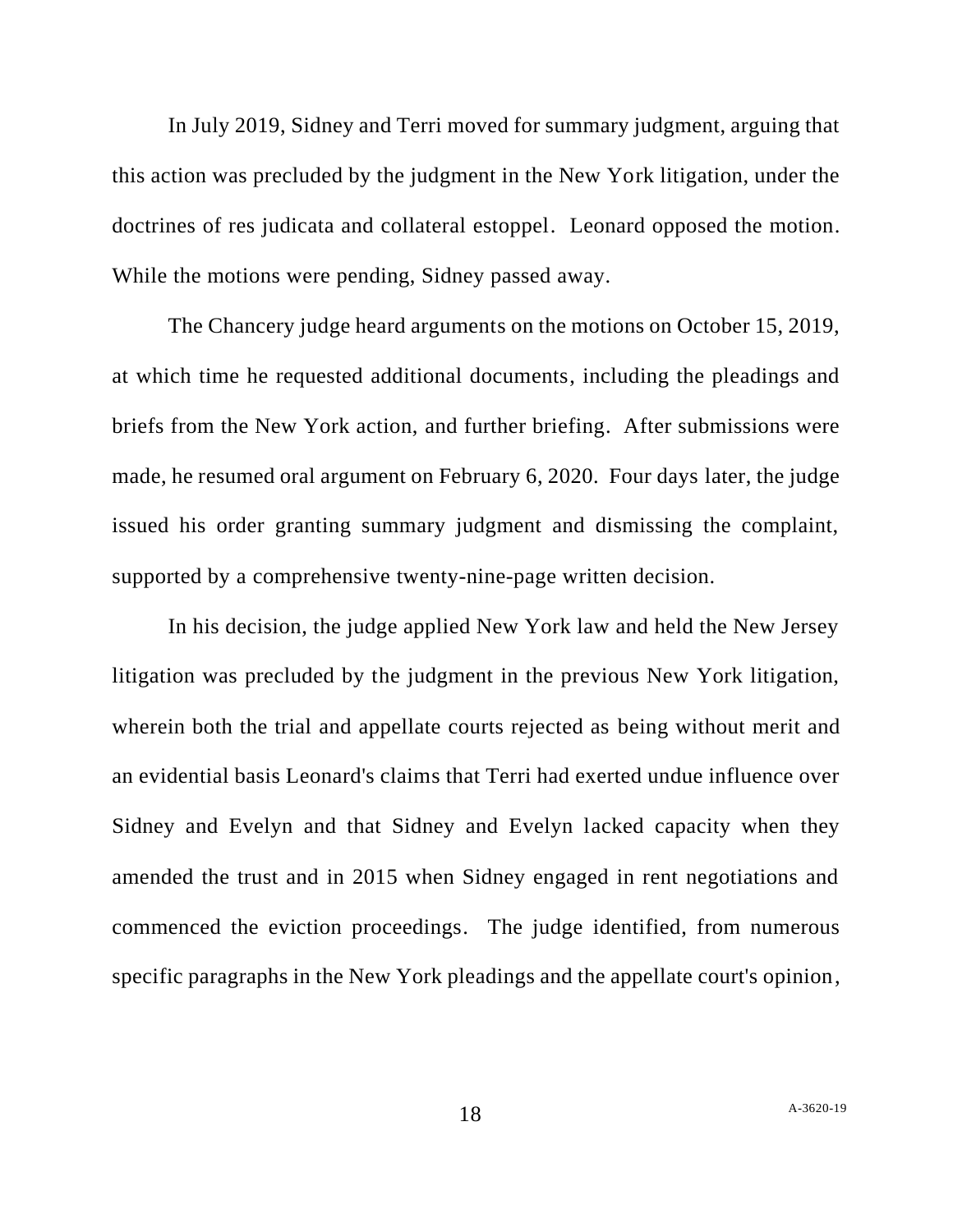In July 2019, Sidney and Terri moved for summary judgment, arguing that this action was precluded by the judgment in the New York litigation, under the doctrines of res judicata and collateral estoppel. Leonard opposed the motion. While the motions were pending, Sidney passed away.

The Chancery judge heard arguments on the motions on October 15, 2019, at which time he requested additional documents, including the pleadings and briefs from the New York action, and further briefing. After submissions were made, he resumed oral argument on February 6, 2020. Four days later, the judge issued his order granting summary judgment and dismissing the complaint, supported by a comprehensive twenty-nine-page written decision.

In his decision, the judge applied New York law and held the New Jersey litigation was precluded by the judgment in the previous New York litigation, wherein both the trial and appellate courts rejected as being without merit and an evidential basis Leonard's claims that Terri had exerted undue influence over Sidney and Evelyn and that Sidney and Evelyn lacked capacity when they amended the trust and in 2015 when Sidney engaged in rent negotiations and commenced the eviction proceedings. The judge identified, from numerous specific paragraphs in the New York pleadings and the appellate court's opinion,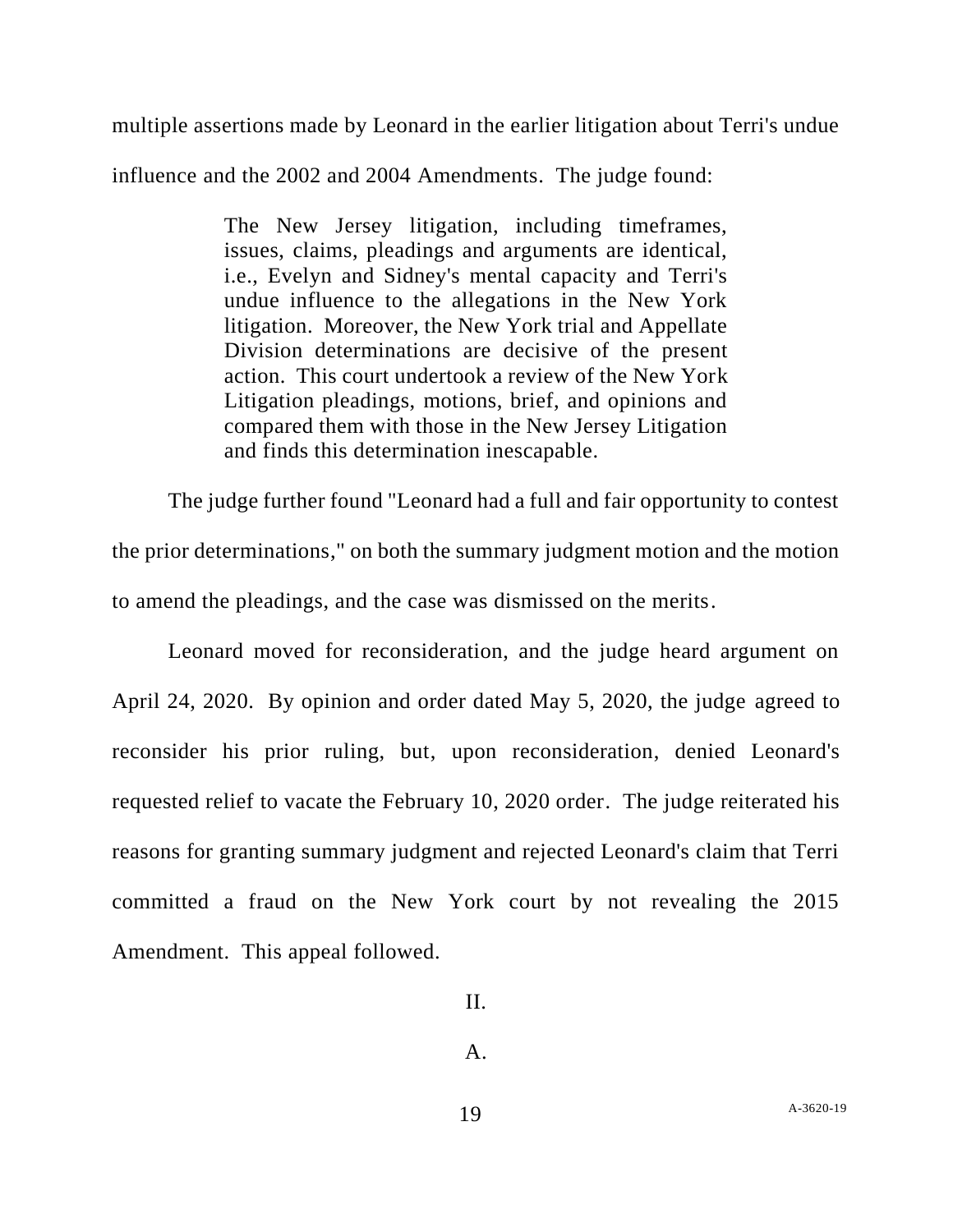multiple assertions made by Leonard in the earlier litigation about Terri's undue influence and the 2002 and 2004 Amendments. The judge found:

> The New Jersey litigation, including timeframes, issues, claims, pleadings and arguments are identical, i.e., Evelyn and Sidney's mental capacity and Terri's undue influence to the allegations in the New York litigation. Moreover, the New York trial and Appellate Division determinations are decisive of the present action. This court undertook a review of the New York Litigation pleadings, motions, brief, and opinions and compared them with those in the New Jersey Litigation and finds this determination inescapable.

The judge further found "Leonard had a full and fair opportunity to contest the prior determinations," on both the summary judgment motion and the motion to amend the pleadings, and the case was dismissed on the merits.

Leonard moved for reconsideration, and the judge heard argument on April 24, 2020. By opinion and order dated May 5, 2020, the judge agreed to reconsider his prior ruling, but, upon reconsideration, denied Leonard's requested relief to vacate the February 10, 2020 order. The judge reiterated his reasons for granting summary judgment and rejected Leonard's claim that Terri committed a fraud on the New York court by not revealing the 2015 Amendment. This appeal followed.

## II.

### A.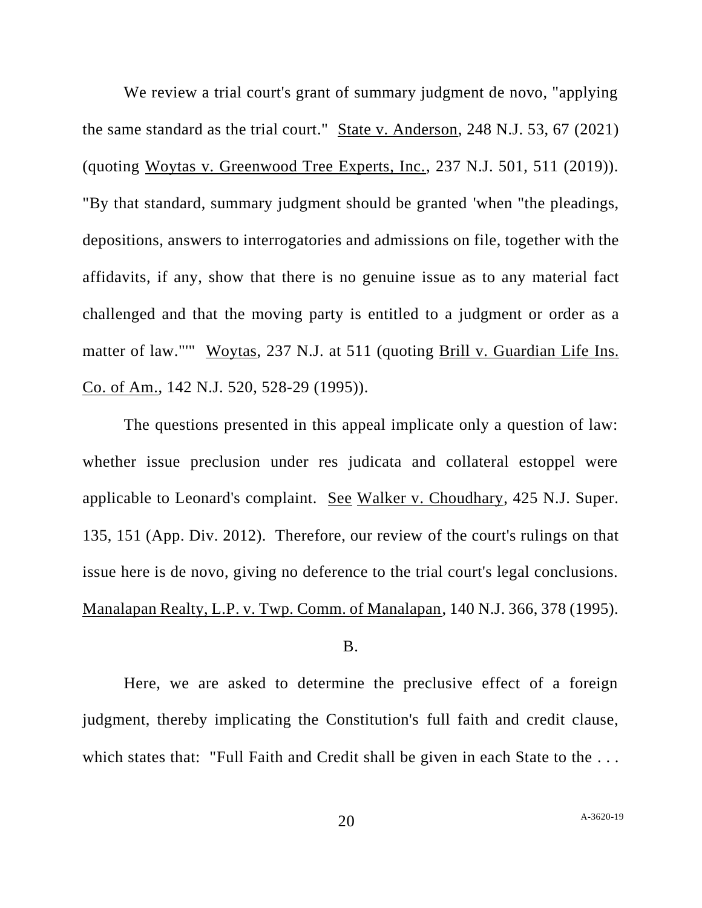We review a trial court's grant of summary judgment de novo, "applying the same standard as the trial court." State v. Anderson, 248 N.J. 53, 67 (2021) (quoting Woytas v. Greenwood Tree Experts, Inc., 237 N.J. 501, 511 (2019)). "By that standard, summary judgment should be granted 'when "the pleadings, depositions, answers to interrogatories and admissions on file, together with the affidavits, if any, show that there is no genuine issue as to any material fact challenged and that the moving party is entitled to a judgment or order as a matter of law."'" Woytas, 237 N.J. at 511 (quoting Brill v. Guardian Life Ins. Co. of Am., 142 N.J. 520, 528-29 (1995)).

The questions presented in this appeal implicate only a question of law: whether issue preclusion under res judicata and collateral estoppel were applicable to Leonard's complaint. See Walker v. Choudhary, 425 N.J. Super. 135, 151 (App. Div. 2012). Therefore, our review of the court's rulings on that issue here is de novo, giving no deference to the trial court's legal conclusions. Manalapan Realty, L.P. v. Twp. Comm. of Manalapan, 140 N.J. 366, 378 (1995).

B.

Here, we are asked to determine the preclusive effect of a foreign judgment, thereby implicating the Constitution's full faith and credit clause, which states that: "Full Faith and Credit shall be given in each State to the . . .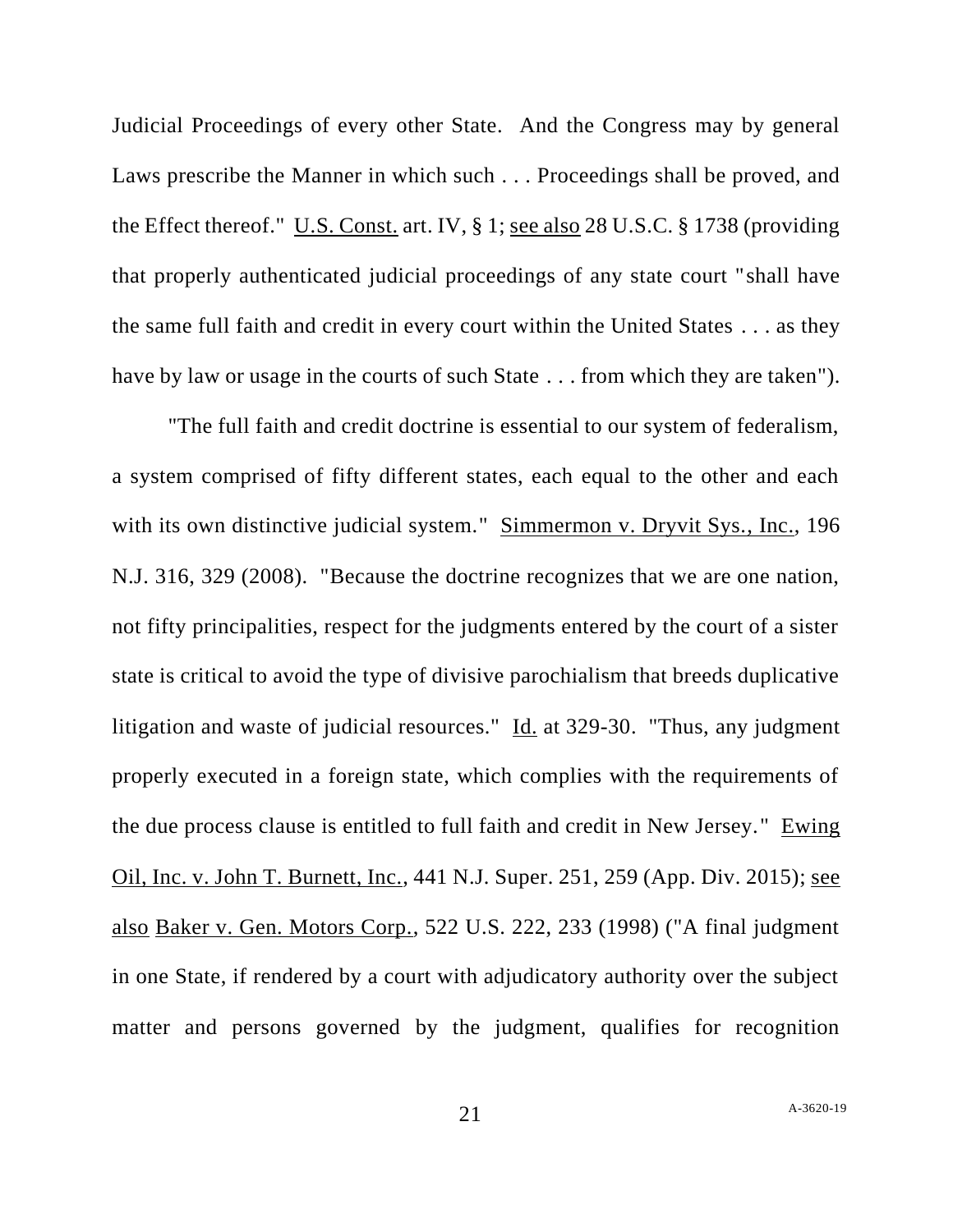Judicial Proceedings of every other State. And the Congress may by general Laws prescribe the Manner in which such . . . Proceedings shall be proved, and the Effect thereof." U.S. Const. art. IV, § 1; see also 28 U.S.C. § 1738 (providing that properly authenticated judicial proceedings of any state court "shall have the same full faith and credit in every court within the United States . . . as they have by law or usage in the courts of such State . . . from which they are taken").

"The full faith and credit doctrine is essential to our system of federalism, a system comprised of fifty different states, each equal to the other and each with its own distinctive judicial system." Simmermon v. Dryvit Sys., Inc., 196 N.J. 316, 329 (2008). "Because the doctrine recognizes that we are one nation, not fifty principalities, respect for the judgments entered by the court of a sister state is critical to avoid the type of divisive parochialism that breeds duplicative litigation and waste of judicial resources." Id. at 329-30. "Thus, any judgment properly executed in a foreign state, which complies with the requirements of the due process clause is entitled to full faith and credit in New Jersey." Ewing Oil, Inc. v. John T. Burnett, Inc., 441 N.J. Super. 251, 259 (App. Div. 2015); see also Baker v. Gen. Motors Corp., 522 U.S. 222, 233 (1998) ("A final judgment in one State, if rendered by a court with adjudicatory authority over the subject matter and persons governed by the judgment, qualifies for recognition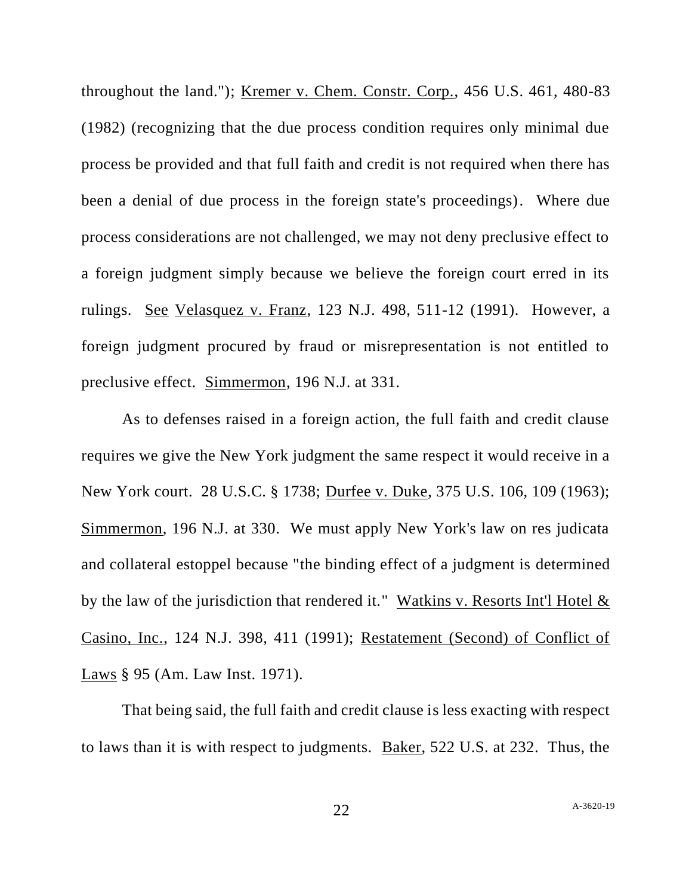throughout the land."); Kremer v. Chem. Constr. Corp., 456 U.S. 461, 480-83 (1982) (recognizing that the due process condition requires only minimal due process be provided and that full faith and credit is not required when there has been a denial of due process in the foreign state's proceedings). Where due process considerations are not challenged, we may not deny preclusive effect to a foreign judgment simply because we believe the foreign court erred in its rulings. See Velasquez v. Franz, 123 N.J. 498, 511-12 (1991). However, a foreign judgment procured by fraud or misrepresentation is not entitled to preclusive effect. Simmermon, 196 N.J. at 331.

As to defenses raised in a foreign action, the full faith and credit clause requires we give the New York judgment the same respect it would receive in a New York court. 28 U.S.C. § 1738; Durfee v. Duke, 375 U.S. 106, 109 (1963); Simmermon, 196 N.J. at 330. We must apply New York's law on res judicata and collateral estoppel because "the binding effect of a judgment is determined by the law of the jurisdiction that rendered it." Watkins v. Resorts Int'l Hotel & Casino, Inc., 124 N.J. 398, 411 (1991); Restatement (Second) of Conflict of Laws § 95 (Am. Law Inst. 1971).

That being said, the full faith and credit clause is less exacting with respect to laws than it is with respect to judgments. Baker, 522 U.S. at 232. Thus, the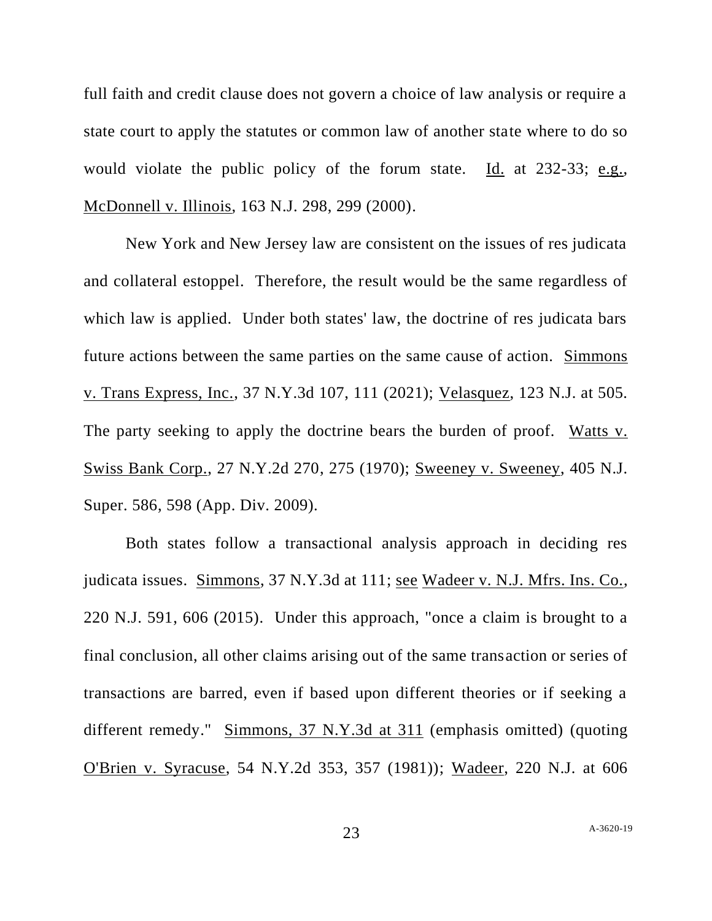full faith and credit clause does not govern a choice of law analysis or require a state court to apply the statutes or common law of another state where to do so would violate the public policy of the forum state. Id. at 232-33; e.g., McDonnell v. Illinois, 163 N.J. 298, 299 (2000).

New York and New Jersey law are consistent on the issues of res judicata and collateral estoppel. Therefore, the result would be the same regardless of which law is applied. Under both states' law, the doctrine of res judicata bars future actions between the same parties on the same cause of action. Simmons v. Trans Express, Inc., 37 N.Y.3d 107, 111 (2021); Velasquez, 123 N.J. at 505. The party seeking to apply the doctrine bears the burden of proof. Watts v. Swiss Bank Corp., 27 N.Y.2d 270, 275 (1970); Sweeney v. Sweeney, 405 N.J. Super. 586, 598 (App. Div. 2009).

Both states follow a transactional analysis approach in deciding res judicata issues. Simmons, 37 N.Y.3d at 111; see Wadeer v. N.J. Mfrs. Ins. Co., 220 N.J. 591, 606 (2015). Under this approach, "once a claim is brought to a final conclusion, all other claims arising out of the same transaction or series of transactions are barred, even if based upon different theories or if seeking a different remedy." Simmons, 37 N.Y.3d at 311 (emphasis omitted) (quoting O'Brien v. Syracuse, 54 N.Y.2d 353, 357 (1981)); Wadeer, 220 N.J. at 606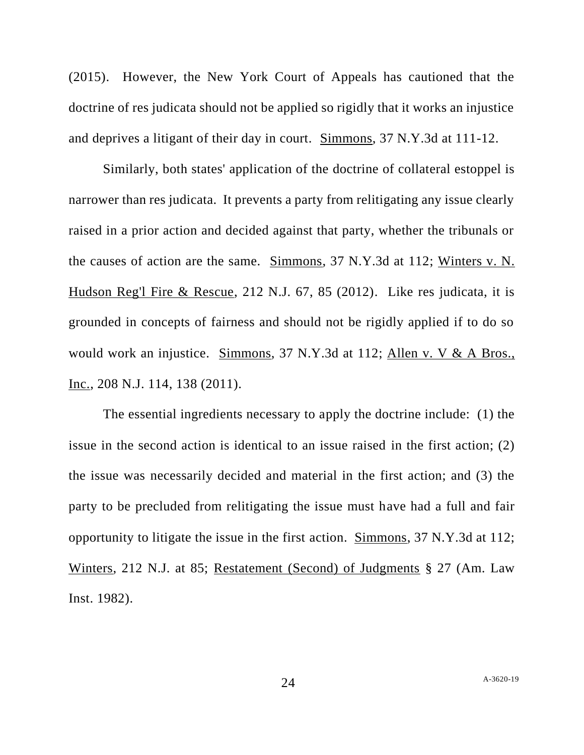(2015). However, the New York Court of Appeals has cautioned that the doctrine of res judicata should not be applied so rigidly that it works an injustice and deprives a litigant of their day in court. Simmons, 37 N.Y.3d at 111-12.

Similarly, both states' application of the doctrine of collateral estoppel is narrower than res judicata. It prevents a party from relitigating any issue clearly raised in a prior action and decided against that party, whether the tribunals or the causes of action are the same. Simmons, 37 N.Y.3d at 112; Winters v. N. Hudson Reg'l Fire & Rescue, 212 N.J. 67, 85 (2012). Like res judicata, it is grounded in concepts of fairness and should not be rigidly applied if to do so would work an injustice. Simmons, 37 N.Y.3d at 112; Allen v. V & A Bros., Inc., 208 N.J. 114, 138 (2011).

The essential ingredients necessary to apply the doctrine include: (1) the issue in the second action is identical to an issue raised in the first action; (2) the issue was necessarily decided and material in the first action; and (3) the party to be precluded from relitigating the issue must have had a full and fair opportunity to litigate the issue in the first action. Simmons, 37 N.Y.3d at 112; Winters, 212 N.J. at 85; Restatement (Second) of Judgments § 27 (Am. Law Inst. 1982).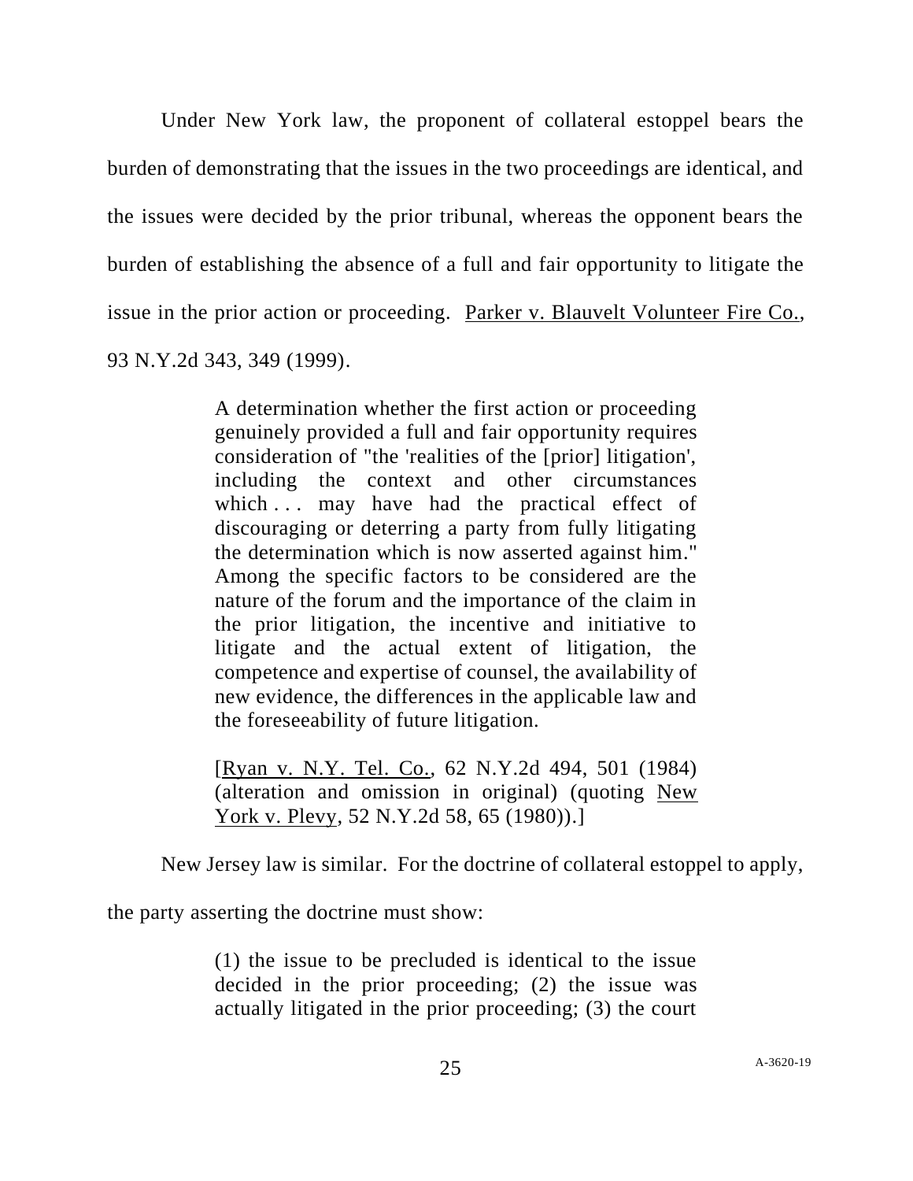Under New York law, the proponent of collateral estoppel bears the burden of demonstrating that the issues in the two proceedings are identical, and the issues were decided by the prior tribunal, whereas the opponent bears the burden of establishing the absence of a full and fair opportunity to litigate the issue in the prior action or proceeding. Parker v. Blauvelt Volunteer Fire Co., 93 N.Y.2d 343, 349 (1999).

> A determination whether the first action or proceeding genuinely provided a full and fair opportunity requires consideration of "the 'realities of the [prior] litigation', including the context and other circumstances which . . . may have had the practical effect of discouraging or deterring a party from fully litigating the determination which is now asserted against him." Among the specific factors to be considered are the nature of the forum and the importance of the claim in the prior litigation, the incentive and initiative to litigate and the actual extent of litigation, the competence and expertise of counsel, the availability of new evidence, the differences in the applicable law and the foreseeability of future litigation.
>
> [Ryan v. N.Y. Tel. Co., 62 N.Y.2d 494, 501 (1984) (alteration and omission in original) (quoting New York v. Plevy, 52 N.Y.2d 58, 65 (1980)).]

New Jersey law is similar. For the doctrine of collateral estoppel to apply, the party asserting the doctrine must show:

> (1) the issue to be precluded is identical to the issue decided in the prior proceeding; (2) the issue was actually litigated in the prior proceeding; (3) the court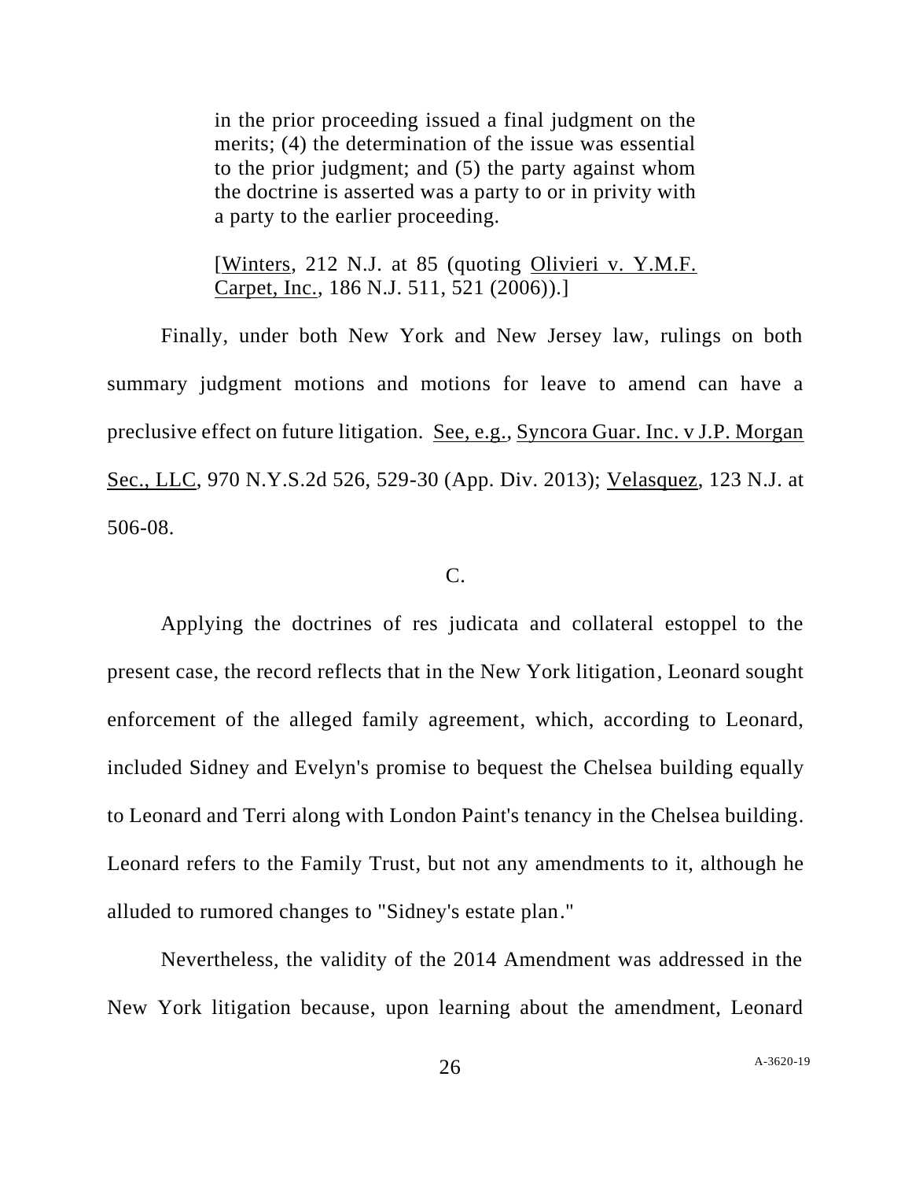> in the prior proceeding issued a final judgment on the merits; (4) the determination of the issue was essential to the prior judgment; and (5) the party against whom the doctrine is asserted was a party to or in privity with a party to the earlier proceeding.
>
> [Winters, 212 N.J. at 85 (quoting Olivieri v. Y.M.F. Carpet, Inc., 186 N.J. 511, 521 (2006)).]

Finally, under both New York and New Jersey law, rulings on both summary judgment motions and motions for leave to amend can have a preclusive effect on future litigation. See, e.g., Syncora Guar. Inc. v J.P. Morgan Sec., LLC, 970 N.Y.S.2d 526, 529-30 (App. Div. 2013); Velasquez, 123 N.J. at 506-08.

C.

Applying the doctrines of res judicata and collateral estoppel to the present case, the record reflects that in the New York litigation, Leonard sought enforcement of the alleged family agreement, which, according to Leonard, included Sidney and Evelyn's promise to bequest the Chelsea building equally to Leonard and Terri along with London Paint's tenancy in the Chelsea building. Leonard refers to the Family Trust, but not any amendments to it, although he alluded to rumored changes to "Sidney's estate plan."

Nevertheless, the validity of the 2014 Amendment was addressed in the New York litigation because, upon learning about the amendment, Leonard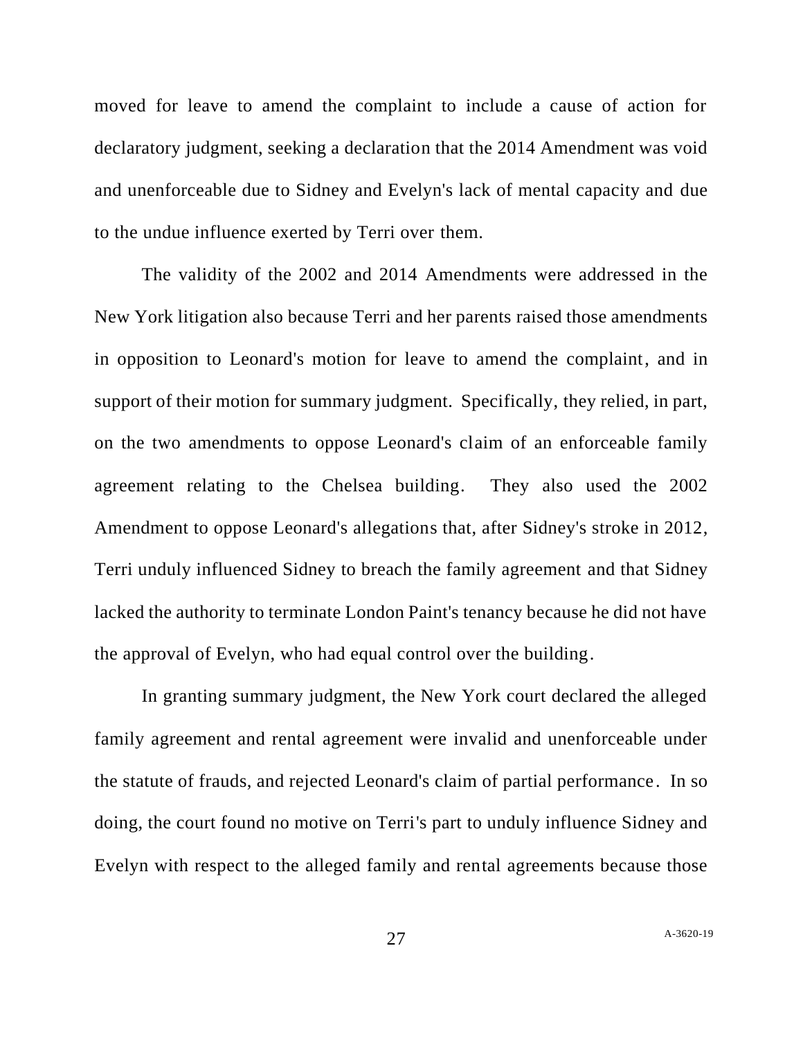moved for leave to amend the complaint to include a cause of action for declaratory judgment, seeking a declaration that the 2014 Amendment was void and unenforceable due to Sidney and Evelyn's lack of mental capacity and due to the undue influence exerted by Terri over them.

The validity of the 2002 and 2014 Amendments were addressed in the New York litigation also because Terri and her parents raised those amendments in opposition to Leonard's motion for leave to amend the complaint, and in support of their motion for summary judgment. Specifically, they relied, in part, on the two amendments to oppose Leonard's claim of an enforceable family agreement relating to the Chelsea building. They also used the 2002 Amendment to oppose Leonard's allegations that, after Sidney's stroke in 2012, Terri unduly influenced Sidney to breach the family agreement and that Sidney lacked the authority to terminate London Paint's tenancy because he did not have the approval of Evelyn, who had equal control over the building.

In granting summary judgment, the New York court declared the alleged family agreement and rental agreement were invalid and unenforceable under the statute of frauds, and rejected Leonard's claim of partial performance. In so doing, the court found no motive on Terri's part to unduly influence Sidney and Evelyn with respect to the alleged family and rental agreements because those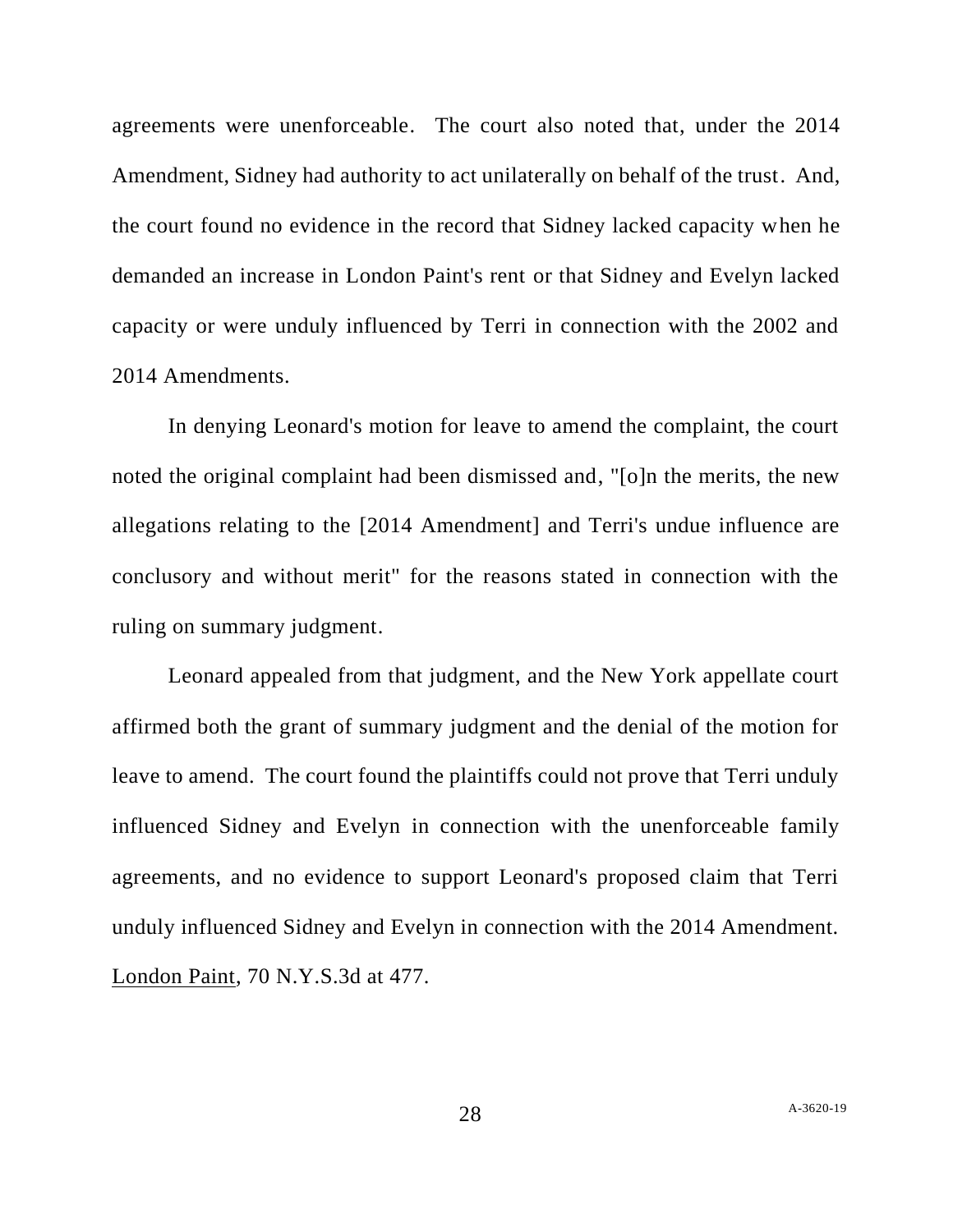agreements were unenforceable. The court also noted that, under the 2014 Amendment, Sidney had authority to act unilaterally on behalf of the trust. And, the court found no evidence in the record that Sidney lacked capacity when he demanded an increase in London Paint's rent or that Sidney and Evelyn lacked capacity or were unduly influenced by Terri in connection with the 2002 and 2014 Amendments.

In denying Leonard's motion for leave to amend the complaint, the court noted the original complaint had been dismissed and, "[o]n the merits, the new allegations relating to the [2014 Amendment] and Terri's undue influence are conclusory and without merit" for the reasons stated in connection with the ruling on summary judgment.

Leonard appealed from that judgment, and the New York appellate court affirmed both the grant of summary judgment and the denial of the motion for leave to amend. The court found the plaintiffs could not prove that Terri unduly influenced Sidney and Evelyn in connection with the unenforceable family agreements, and no evidence to support Leonard's proposed claim that Terri unduly influenced Sidney and Evelyn in connection with the 2014 Amendment. London Paint, 70 N.Y.S.3d at 477.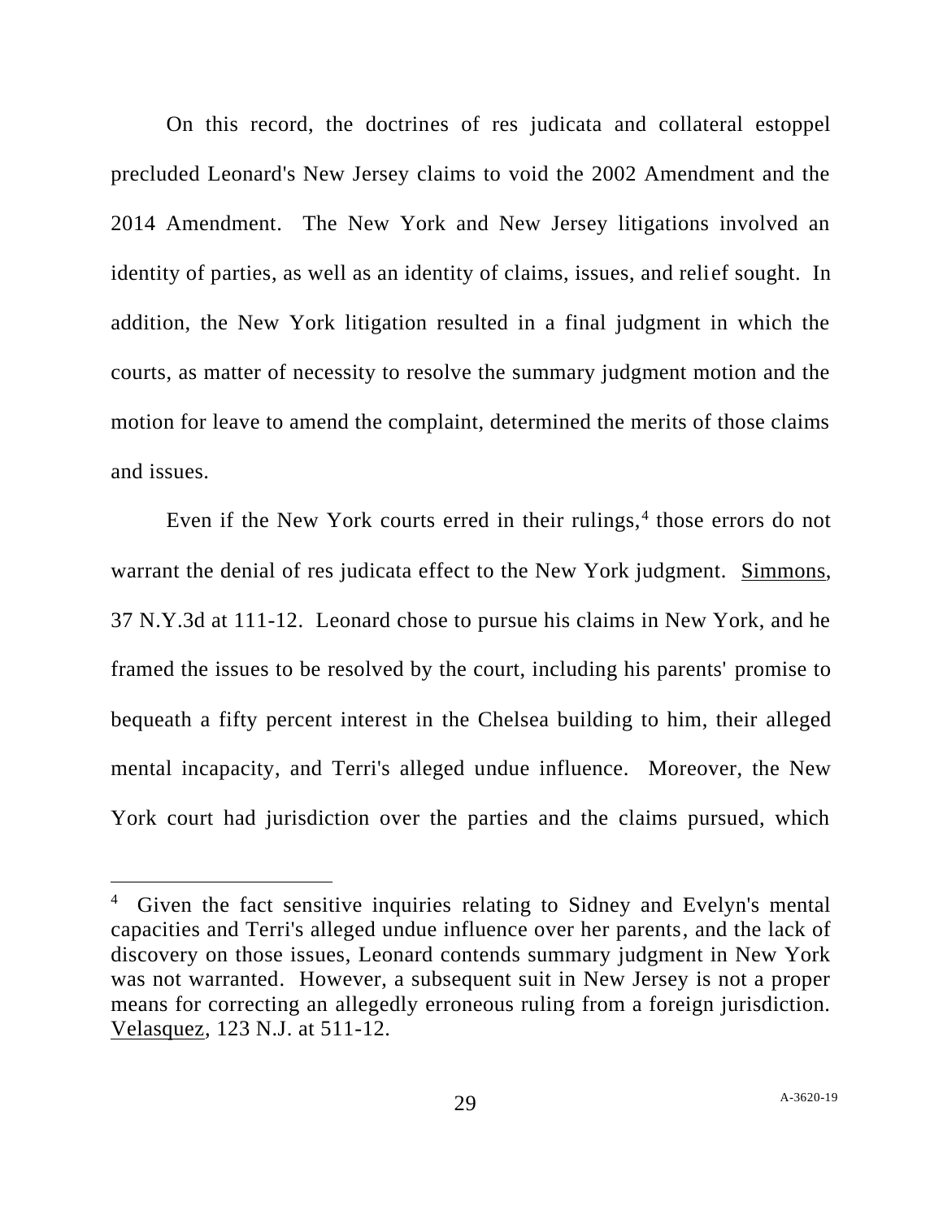On this record, the doctrines of res judicata and collateral estoppel precluded Leonard's New Jersey claims to void the 2002 Amendment and the 2014 Amendment. The New York and New Jersey litigations involved an identity of parties, as well as an identity of claims, issues, and relief sought. In addition, the New York litigation resulted in a final judgment in which the courts, as matter of necessity to resolve the summary judgment motion and the motion for leave to amend the complaint, determined the merits of those claims and issues.

Even if the New York courts erred in their rulings,[4] those errors do not warrant the denial of res judicata effect to the New York judgment. Simmons, 37 N.Y.3d at 111-12. Leonard chose to pursue his claims in New York, and he framed the issues to be resolved by the court, including his parents' promise to bequeath a fifty percent interest in the Chelsea building to him, their alleged mental incapacity, and Terri's alleged undue influence. Moreover, the New York court had jurisdiction over the parties and the claims pursued, which

---

[4] Given the fact sensitive inquiries relating to Sidney and Evelyn's mental capacities and Terri's alleged undue influence over her parents, and the lack of discovery on those issues, Leonard contends summary judgment in New York was not warranted. However, a subsequent suit in New Jersey is not a proper means for correcting an allegedly erroneous ruling from a foreign jurisdiction. Velasquez, 123 N.J. at 511-12.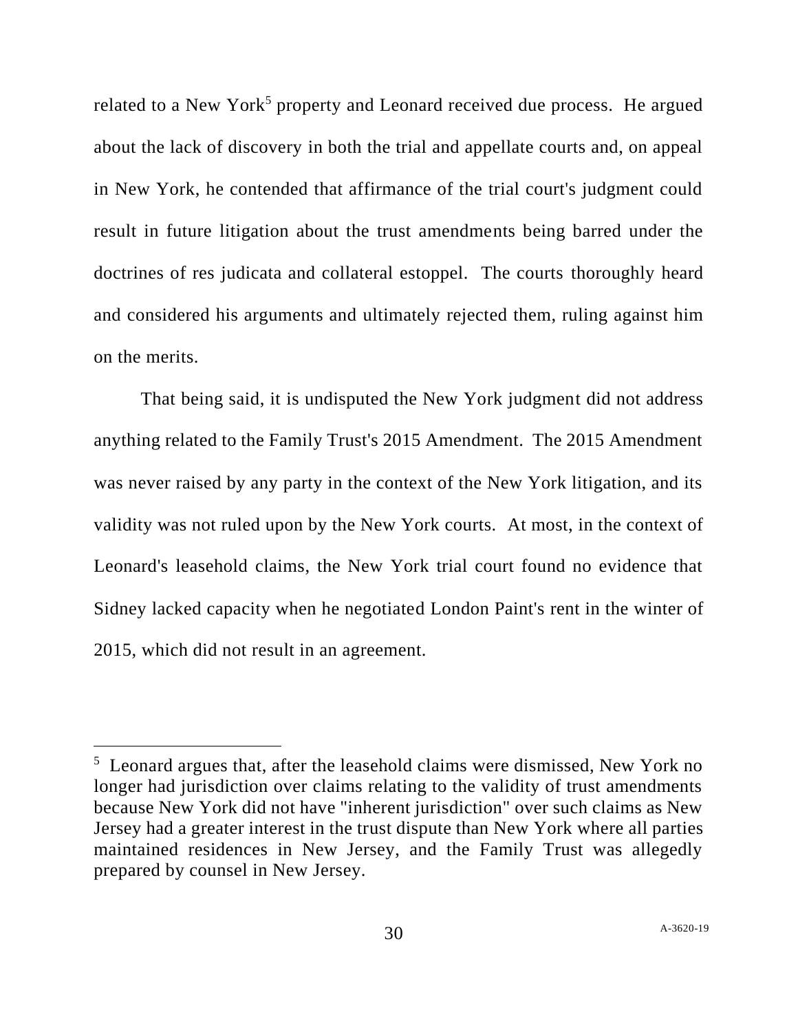related to a New York[5] property and Leonard received due process. He argued about the lack of discovery in both the trial and appellate courts and, on appeal in New York, he contended that affirmance of the trial court's judgment could result in future litigation about the trust amendments being barred under the doctrines of res judicata and collateral estoppel. The courts thoroughly heard and considered his arguments and ultimately rejected them, ruling against him on the merits.

That being said, it is undisputed the New York judgment did not address anything related to the Family Trust's 2015 Amendment. The 2015 Amendment was never raised by any party in the context of the New York litigation, and its validity was not ruled upon by the New York courts. At most, in the context of Leonard's leasehold claims, the New York trial court found no evidence that Sidney lacked capacity when he negotiated London Paint's rent in the winter of 2015, which did not result in an agreement.

---

[5] Leonard argues that, after the leasehold claims were dismissed, New York no longer had jurisdiction over claims relating to the validity of trust amendments because New York did not have "inherent jurisdiction" over such claims as New Jersey had a greater interest in the trust dispute than New York where all parties maintained residences in New Jersey, and the Family Trust was allegedly prepared by counsel in New Jersey.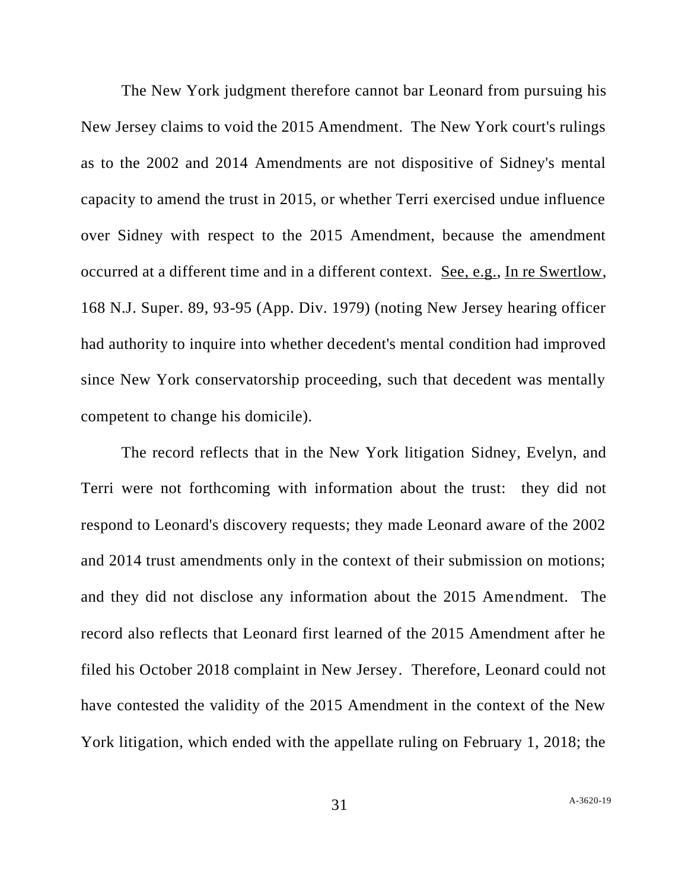The New York judgment therefore cannot bar Leonard from pursuing his New Jersey claims to void the 2015 Amendment. The New York court's rulings as to the 2002 and 2014 Amendments are not dispositive of Sidney's mental capacity to amend the trust in 2015, or whether Terri exercised undue influence over Sidney with respect to the 2015 Amendment, because the amendment occurred at a different time and in a different context. See, e.g., In re Swertlow, 168 N.J. Super. 89, 93-95 (App. Div. 1979) (noting New Jersey hearing officer had authority to inquire into whether decedent's mental condition had improved since New York conservatorship proceeding, such that decedent was mentally competent to change his domicile).

The record reflects that in the New York litigation Sidney, Evelyn, and Terri were not forthcoming with information about the trust: they did not respond to Leonard's discovery requests; they made Leonard aware of the 2002 and 2014 trust amendments only in the context of their submission on motions; and they did not disclose any information about the 2015 Amendment. The record also reflects that Leonard first learned of the 2015 Amendment after he filed his October 2018 complaint in New Jersey. Therefore, Leonard could not have contested the validity of the 2015 Amendment in the context of the New York litigation, which ended with the appellate ruling on February 1, 2018; the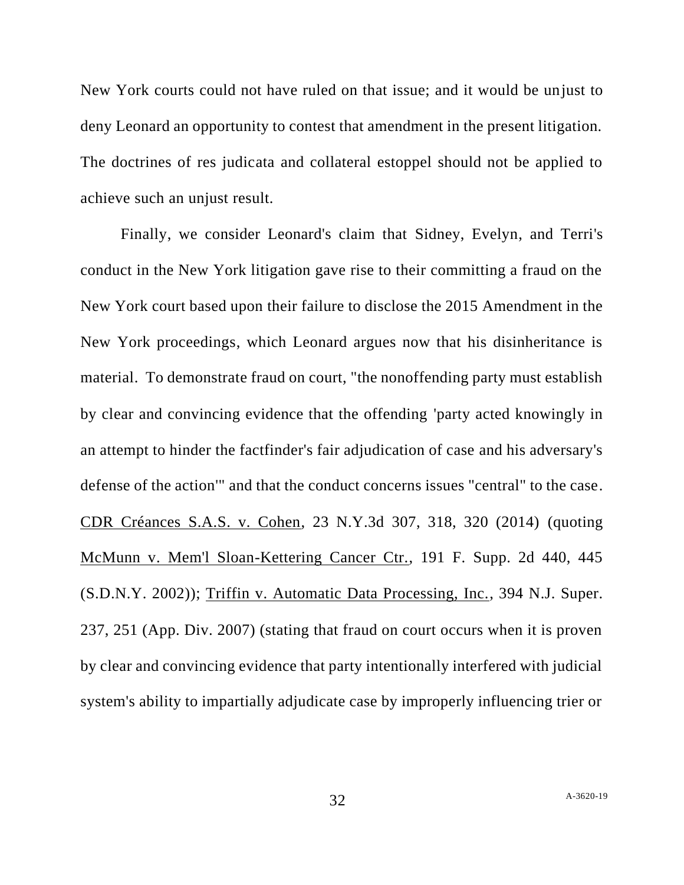New York courts could not have ruled on that issue; and it would be unjust to deny Leonard an opportunity to contest that amendment in the present litigation. The doctrines of res judicata and collateral estoppel should not be applied to achieve such an unjust result.

Finally, we consider Leonard's claim that Sidney, Evelyn, and Terri's conduct in the New York litigation gave rise to their committing a fraud on the New York court based upon their failure to disclose the 2015 Amendment in the New York proceedings, which Leonard argues now that his disinheritance is material. To demonstrate fraud on court, "the nonoffending party must establish by clear and convincing evidence that the offending 'party acted knowingly in an attempt to hinder the factfinder's fair adjudication of case and his adversary's defense of the action'" and that the conduct concerns issues "central" to the case. <u>CDR Créances S.A.S. v. Cohen</u>, 23 N.Y.3d 307, 318, 320 (2014) (quoting <u>McMunn v. Mem'l Sloan-Kettering Cancer Ctr.</u>, 191 F. Supp. 2d 440, 445 (S.D.N.Y. 2002)); <u>Triffin v. Automatic Data Processing, Inc.</u>, 394 N.J. Super. 237, 251 (App. Div. 2007) (stating that fraud on court occurs when it is proven by clear and convincing evidence that party intentionally interfered with judicial system's ability to impartially adjudicate case by improperly influencing trier or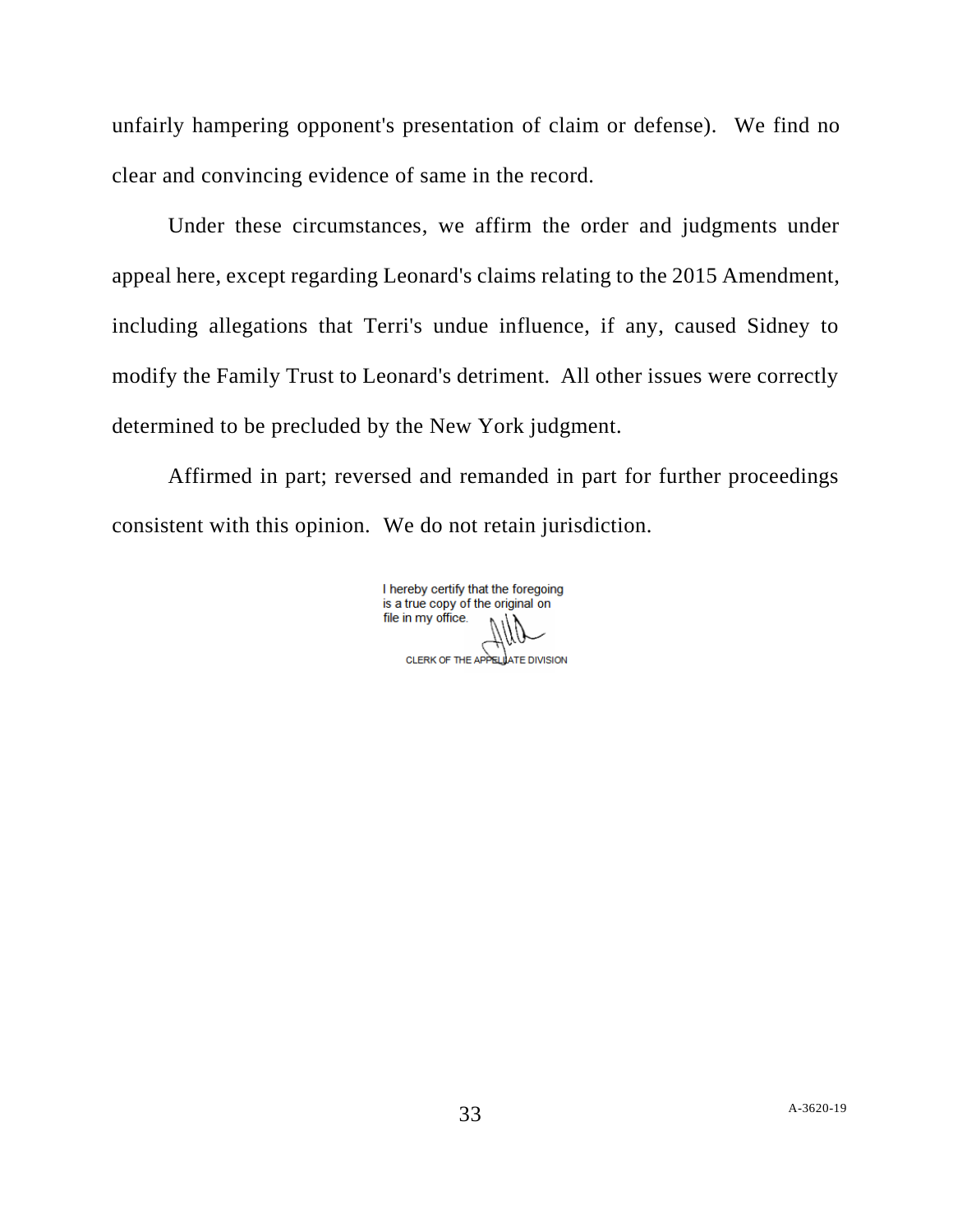unfairly hampering opponent's presentation of claim or defense). We find no clear and convincing evidence of same in the record.

Under these circumstances, we affirm the order and judgments under appeal here, except regarding Leonard's claims relating to the 2015 Amendment, including allegations that Terri's undue influence, if any, caused Sidney to modify the Family Trust to Leonard's detriment. All other issues were correctly determined to be precluded by the New York judgment.

Affirmed in part; reversed and remanded in part for further proceedings consistent with this opinion. We do not retain jurisdiction.

I hereby certify that the foregoing is a true copy of the original on file in my office.

CLERK OF THE APPELLATE DIVISION